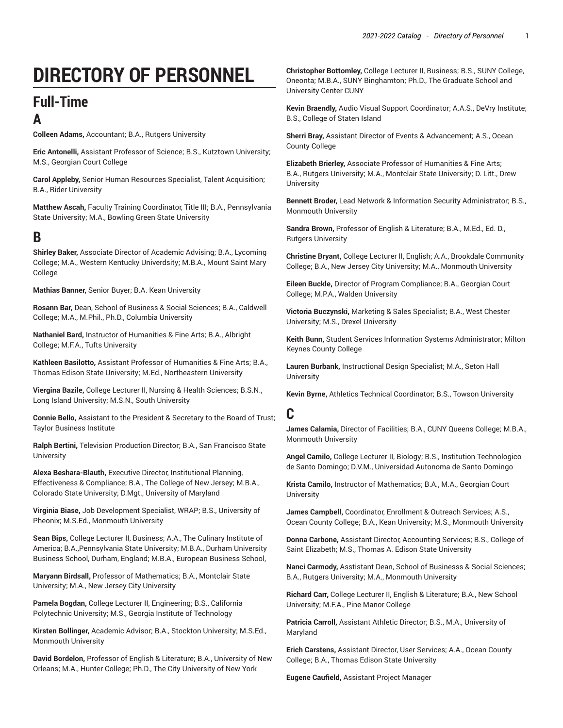# DIRECTORY OF PERSONNEL

## Full-Time

### A

**Colleen Adams,** Accountant; B.A., Rutgers University

**Eric Antonelli,** Assistant Professor of Science; B.S., Kutztown University; M.S., Georgian Court College

**Carol Appleby,** Senior Human Resources Specialist, Talent Acquisition; B.A., Rider University

**Matthew Ascah,** Faculty Training Coordinator, Title III; B.A., Pennsylvania State University; M.A., Bowling Green State University

### B

**Shirley Baker,** Associate Director of Academic Advising; B.A., Lycoming College; M.A., Western Kentucky Univerdsity; M.B.A., Mount Saint Mary College

**Mathias Banner,** Senior Buyer; B.A. Kean University

**Rosann Bar,** Dean, School of Business & Social Sciences; B.A., Caldwell College; M.A., M.Phil., Ph.D., Columbia University

**Nathaniel Bard,** Instructor of Humanities & Fine Arts; B.A., Albright College; M.F.A., Tufts University

**Kathleen Basilotto,** Assistant Professor of Humanities & Fine Arts; B.A., Thomas Edison State University; M.Ed., Northeastern University

**Viergina Bazile,** College Lecturer II, Nursing & Health Sciences; B.S.N., Long Island University; M.S.N., South University

**Connie Bello,** Assistant to the President & Secretary to the Board of Trust; Taylor Business Institute

**Ralph Bertini,** Television Production Director; B.A., San Francisco State University

**Alexa Beshara-Blauth,** Executive Director, Institutional Planning, Effectiveness & Compliance; B.A., The College of New Jersey; M.B.A., Colorado State University; D.Mgt., University of Maryland

**Virginia Biase,** Job Development Specialist, WRAP; B.S., University of Pheonix; M.S.Ed., Monmouth University

**Sean Bips,** College Lecturer II, Business; A.A., The Culinary Institute of America; B.A.,Pennsylvania State University; M.B.A., Durham University Business School, Durham, England; M.B.A., European Business School,

**Maryann Birdsall,** Professor of Mathematics; B.A., Montclair State University; M.A., New Jersey City University

**Pamela Bogdan,** College Lecturer II, Engineering; B.S., California Polytechnic University; M.S., Georgia Institute of Technology

**Kirsten Bollinger,** Academic Advisor; B.A., Stockton University; M.S.Ed., Monmouth University

**David Bordelon,** Professor of English & Literature; B.A., University of New Orleans; M.A., Hunter College; Ph.D., The City University of New York

**Christopher Bottomley,** College Lecturer II, Business; B.S., SUNY College, Oneonta; M.B.A., SUNY Binghamton; Ph.D., The Graduate School and University Center CUNY

**Kevin Braendly,** Audio Visual Support Coordinator; A.A.S., DeVry Institute; B.S., College of Staten Island

**Sherri Bray,** Assistant Director of Events & Advancement; A.S., Ocean County College

**Elizabeth Brierley,** Associate Professor of Humanities & Fine Arts; B.A., Rutgers University; M.A., Montclair State University; D. Litt., Drew University

**Bennett Broder,** Lead Network & Information Security Administrator; B.S., Monmouth University

**Sandra Brown,** Professor of English & Literature; B.A., M.Ed., Ed. D., Rutgers University

**Christine Bryant,** College Lecturer II, English; A.A., Brookdale Community College; B.A., New Jersey City University; M.A., Monmouth University

**Eileen Buckle,** Director of Program Compliance; B.A., Georgian Court College; M.P.A., Walden University

**Victoria Buczynski,** Marketing & Sales Specialist; B.A., West Chester University; M.S., Drexel University

**Keith Bunn,** Student Services Information Systems Administrator; Milton Keynes County College

**Lauren Burbank,** Instructional Design Specialist; M.A., Seton Hall University

**Kevin Byrne,** Athletics Technical Coordinator; B.S., Towson University

### C

**James Calamia,** Director of Facilities; B.A., CUNY Queens College; M.B.A., Monmouth University

**Angel Camilo,** College Lecturer II, Biology; B.S., Institution Technologico de Santo Domingo; D.V.M., Universidad Autonoma de Santo Domingo

**Krista Camilo,** Instructor of Mathematics; B.A., M.A., Georgian Court University

**James Campbell,** Coordinator, Enrollment & Outreach Services; A.S., Ocean County College; B.A., Kean University; M.S., Monmouth University

**Donna Carbone,** Assistant Director, Accounting Services; B.S., College of Saint Elizabeth; M.S., Thomas A. Edison State University

**Nanci Carmody,** Asstistant Dean, School of Businesss & Social Sciences; B.A., Rutgers University; M.A., Monmouth University

**Richard Carr,** College Lecturer II, English & Literature; B.A., New School University; M.F.A., Pine Manor College

**Patricia Carroll,** Assistant Athletic Director; B.S., M.A., University of Maryland

**Erich Carstens,** Assistant Director, User Services; A.A., Ocean County College; B.A., Thomas Edison State University

**Eugene Caufield,** Assistant Project Manager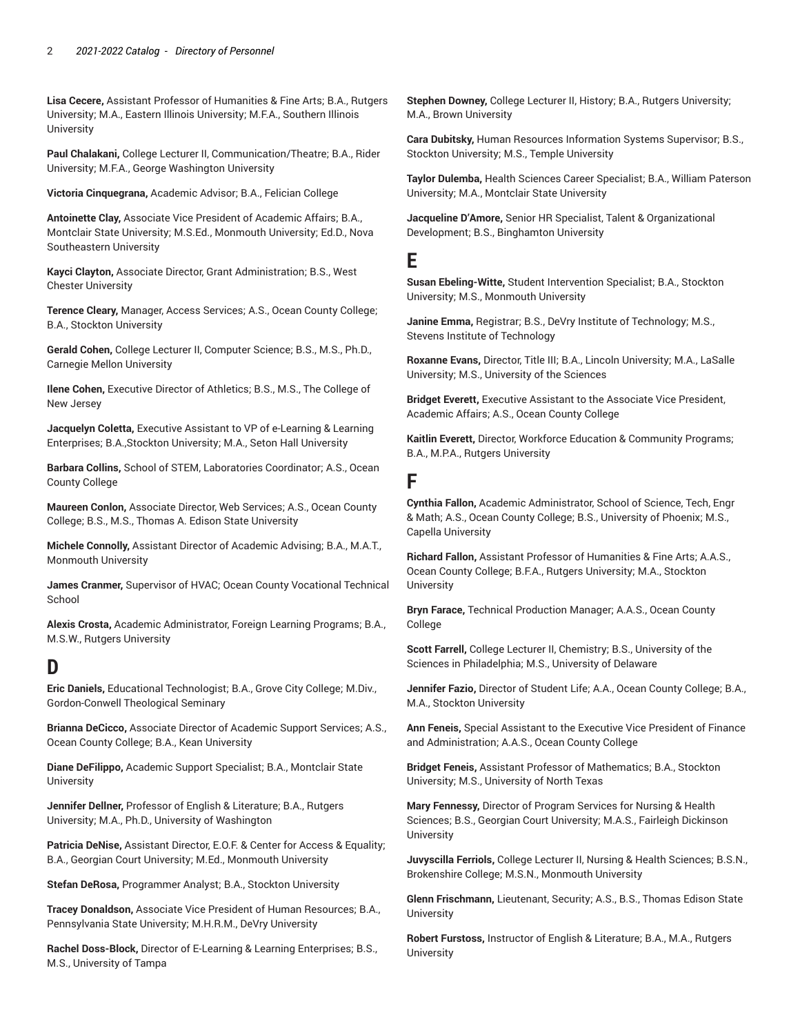**Lisa Cecere,** Assistant Professor of Humanities & Fine Arts; B.A., Rutgers University; M.A., Eastern Illinois University; M.F.A., Southern Illinois University

**Paul Chalakani,** College Lecturer II, Communication/Theatre; B.A., Rider University; M.F.A., George Washington University

**Victoria Cinquegrana,** Academic Advisor; B.A., Felician College

**Antoinette Clay,** Associate Vice President of Academic Affairs; B.A., Montclair State University; M.S.Ed., Monmouth University; Ed.D., Nova Southeastern University

**Kayci Clayton,** Associate Director, Grant Administration; B.S., West Chester University

**Terence Cleary,** Manager, Access Services; A.S., Ocean County College; B.A., Stockton University

**Gerald Cohen,** College Lecturer II, Computer Science; B.S., M.S., Ph.D., Carnegie Mellon University

**Ilene Cohen,** Executive Director of Athletics; B.S., M.S., The College of New Jersey

**Jacquelyn Coletta,** Executive Assistant to VP of e-Learning & Learning Enterprises; B.A.,Stockton University; M.A., Seton Hall University

**Barbara Collins,** School of STEM, Laboratories Coordinator; A.S., Ocean County College

**Maureen Conlon,** Associate Director, Web Services; A.S., Ocean County College; B.S., M.S., Thomas A. Edison State University

**Michele Connolly,** Assistant Director of Academic Advising; B.A., M.A.T., Monmouth University

**James Cranmer,** Supervisor of HVAC; Ocean County Vocational Technical School

**Alexis Crosta,** Academic Administrator, Foreign Learning Programs; B.A., M.S.W., Rutgers University

# D

**Eric Daniels,** Educational Technologist; B.A., Grove City College; M.Div., Gordon-Conwell Theological Seminary

**Brianna DeCicco,** Associate Director of Academic Support Services; A.S., Ocean County College; B.A., Kean University

**Diane DeFilippo,** Academic Support Specialist; B.A., Montclair State University

**Jennifer Dellner,** Professor of English & Literature; B.A., Rutgers University; M.A., Ph.D., University of Washington

**Patricia DeNise,** Assistant Director, E.O.F. & Center for Access & Equality; B.A., Georgian Court University; M.Ed., Monmouth University

**Stefan DeRosa,** Programmer Analyst; B.A., Stockton University

**Tracey Donaldson,** Associate Vice President of Human Resources; B.A., Pennsylvania State University; M.H.R.M., DeVry University

**Rachel Doss-Block,** Director of E-Learning & Learning Enterprises; B.S., M.S., University of Tampa

**Stephen Downey,** College Lecturer II, History; B.A., Rutgers University; M.A., Brown University

**Cara Dubitsky,** Human Resources Information Systems Supervisor; B.S., Stockton University; M.S., Temple University

**Taylor Dulemba,** Health Sciences Career Specialist; B.A., William Paterson University; M.A., Montclair State University

**Jacqueline D'Amore,** Senior HR Specialist, Talent & Organizational Development; B.S., Binghamton University

# E

**Susan Ebeling-Witte,** Student Intervention Specialist; B.A., Stockton University; M.S., Monmouth University

**Janine Emma,** Registrar; B.S., DeVry Institute of Technology; M.S., Stevens Institute of Technology

**Roxanne Evans,** Director, Title III; B.A., Lincoln University; M.A., LaSalle University; M.S., University of the Sciences

**Bridget Everett,** Executive Assistant to the Associate Vice President, Academic Affairs; A.S., Ocean County College

**Kaitlin Everett,** Director, Workforce Education & Community Programs; B.A., M.P.A., Rutgers University

# F

**Cynthia Fallon,** Academic Administrator, School of Science, Tech, Engr & Math; A.S., Ocean County College; B.S., University of Phoenix; M.S., Capella University

**Richard Fallon,** Assistant Professor of Humanities & Fine Arts; A.A.S., Ocean County College; B.F.A., Rutgers University; M.A., Stockton University

**Bryn Farace,** Technical Production Manager; A.A.S., Ocean County College

**Scott Farrell,** College Lecturer II, Chemistry; B.S., University of the Sciences in Philadelphia; M.S., University of Delaware

**Jennifer Fazio,** Director of Student Life; A.A., Ocean County College; B.A., M.A., Stockton University

**Ann Feneis,** Special Assistant to the Executive Vice President of Finance and Administration; A.A.S., Ocean County College

**Bridget Feneis,** Assistant Professor of Mathematics; B.A., Stockton University; M.S., University of North Texas

**Mary Fennessy,** Director of Program Services for Nursing & Health Sciences; B.S., Georgian Court University; M.A.S., Fairleigh Dickinson University

**Juvyscilla Ferriols,** College Lecturer II, Nursing & Health Sciences; B.S.N., Brokenshire College; M.S.N., Monmouth University

**Glenn Frischmann,** Lieutenant, Security; A.S., B.S., Thomas Edison State University

**Robert Furstoss,** Instructor of English & Literature; B.A., M.A., Rutgers University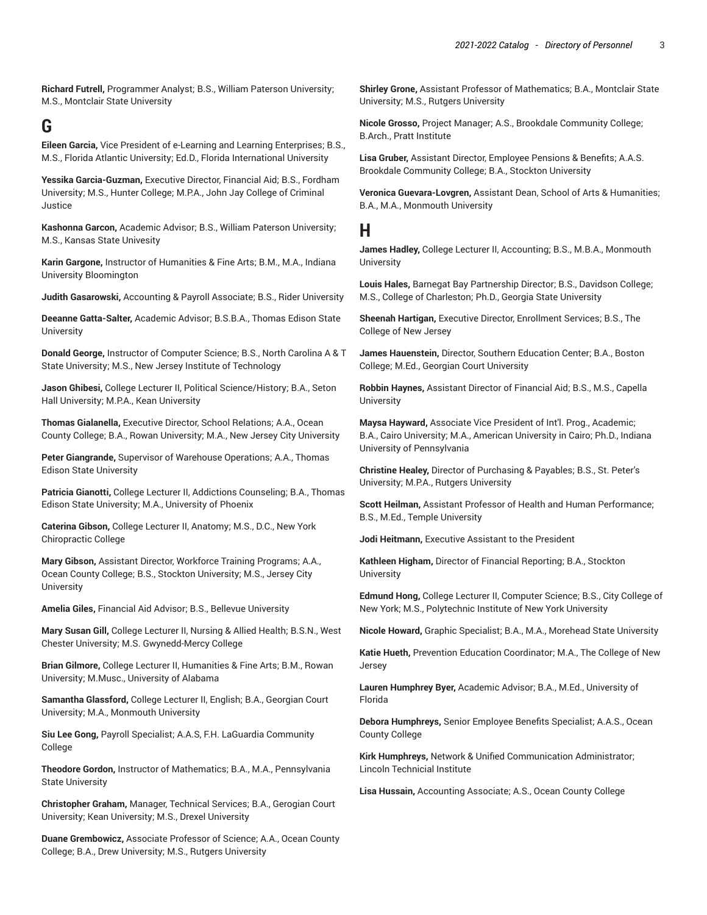**Richard Futrell,** Programmer Analyst; B.S., William Paterson University; M.S., Montclair State University

## G

**Eileen Garcia,** Vice President of e-Learning and Learning Enterprises; B.S., M.S., Florida Atlantic University; Ed.D., Florida International University

**Yessika Garcia-Guzman,** Executive Director, Financial Aid; B.S., Fordham University; M.S., Hunter College; M.P.A., John Jay College of Criminal Justice

**Kashonna Garcon,** Academic Advisor; B.S., William Paterson University; M.S., Kansas State Univesity

**Karin Gargone,** Instructor of Humanities & Fine Arts; B.M., M.A., Indiana University Bloomington

**Judith Gasarowski,** Accounting & Payroll Associate; B.S., Rider University

**Deeanne Gatta-Salter,** Academic Advisor; B.S.B.A., Thomas Edison State University

**Donald George,** Instructor of Computer Science; B.S., North Carolina A & T State University; M.S., New Jersey Institute of Technology

**Jason Ghibesi,** College Lecturer II, Political Science/History; B.A., Seton Hall University; M.P.A., Kean University

**Thomas Gialanella,** Executive Director, School Relations; A.A., Ocean County College; B.A., Rowan University; M.A., New Jersey City University

**Peter Giangrande,** Supervisor of Warehouse Operations; A.A., Thomas Edison State University

**Patricia Gianotti,** College Lecturer II, Addictions Counseling; B.A., Thomas Edison State University; M.A., University of Phoenix

**Caterina Gibson,** College Lecturer II, Anatomy; M.S., D.C., New York Chiropractic College

**Mary Gibson,** Assistant Director, Workforce Training Programs; A.A., Ocean County College; B.S., Stockton University; M.S., Jersey City University

**Amelia Giles,** Financial Aid Advisor; B.S., Bellevue University

**Mary Susan Gill,** College Lecturer II, Nursing & Allied Health; B.S.N., West Chester University; M.S. Gwynedd-Mercy College

**Brian Gilmore,** College Lecturer II, Humanities & Fine Arts; B.M., Rowan University; M.Musc., University of Alabama

**Samantha Glassford,** College Lecturer II, English; B.A., Georgian Court University; M.A., Monmouth University

**Siu Lee Gong,** Payroll Specialist; A.A.S, F.H. LaGuardia Community College

**Theodore Gordon,** Instructor of Mathematics; B.A., M.A., Pennsylvania State University

**Christopher Graham,** Manager, Technical Services; B.A., Gerogian Court University; Kean University; M.S., Drexel University

**Duane Grembowicz,** Associate Professor of Science; A.A., Ocean County College; B.A., Drew University; M.S., Rutgers University

**Shirley Grone,** Assistant Professor of Mathematics; B.A., Montclair State University; M.S., Rutgers University

**Nicole Grosso,** Project Manager; A.S., Brookdale Community College; B.Arch., Pratt Institute

**Lisa Gruber,** Assistant Director, Employee Pensions & Benefits; A.A.S. Brookdale Community College; B.A., Stockton University

**Veronica Guevara-Lovgren,** Assistant Dean, School of Arts & Humanities; B.A., M.A., Monmouth University

## H

**James Hadley,** College Lecturer II, Accounting; B.S., M.B.A., Monmouth University

**Louis Hales,** Barnegat Bay Partnership Director; B.S., Davidson College; M.S., College of Charleston; Ph.D., Georgia State University

**Sheenah Hartigan,** Executive Director, Enrollment Services; B.S., The College of New Jersey

**James Hauenstein,** Director, Southern Education Center; B.A., Boston College; M.Ed., Georgian Court University

**Robbin Haynes,** Assistant Director of Financial Aid; B.S., M.S., Capella University

**Maysa Hayward,** Associate Vice President of Int'l. Prog., Academic; B.A., Cairo University; M.A., American University in Cairo; Ph.D., Indiana University of Pennsylvania

**Christine Healey,** Director of Purchasing & Payables; B.S., St. Peter's University; M.P.A., Rutgers University

**Scott Heilman,** Assistant Professor of Health and Human Performance; B.S., M.Ed., Temple University

**Jodi Heitmann,** Executive Assistant to the President

**Kathleen Higham,** Director of Financial Reporting; B.A., Stockton University

**Edmund Hong,** College Lecturer II, Computer Science; B.S., City College of New York; M.S., Polytechnic Institute of New York University

**Nicole Howard,** Graphic Specialist; B.A., M.A., Morehead State University

**Katie Hueth,** Prevention Education Coordinator; M.A., The College of New Jersey

**Lauren Humphrey Byer,** Academic Advisor; B.A., M.Ed., University of Florida

**Debora Humphreys,** Senior Employee Benefits Specialist; A.A.S., Ocean County College

**Kirk Humphreys,** Network & Unified Communication Administrator; Lincoln Technicial Institute

**Lisa Hussain,** Accounting Associate; A.S., Ocean County College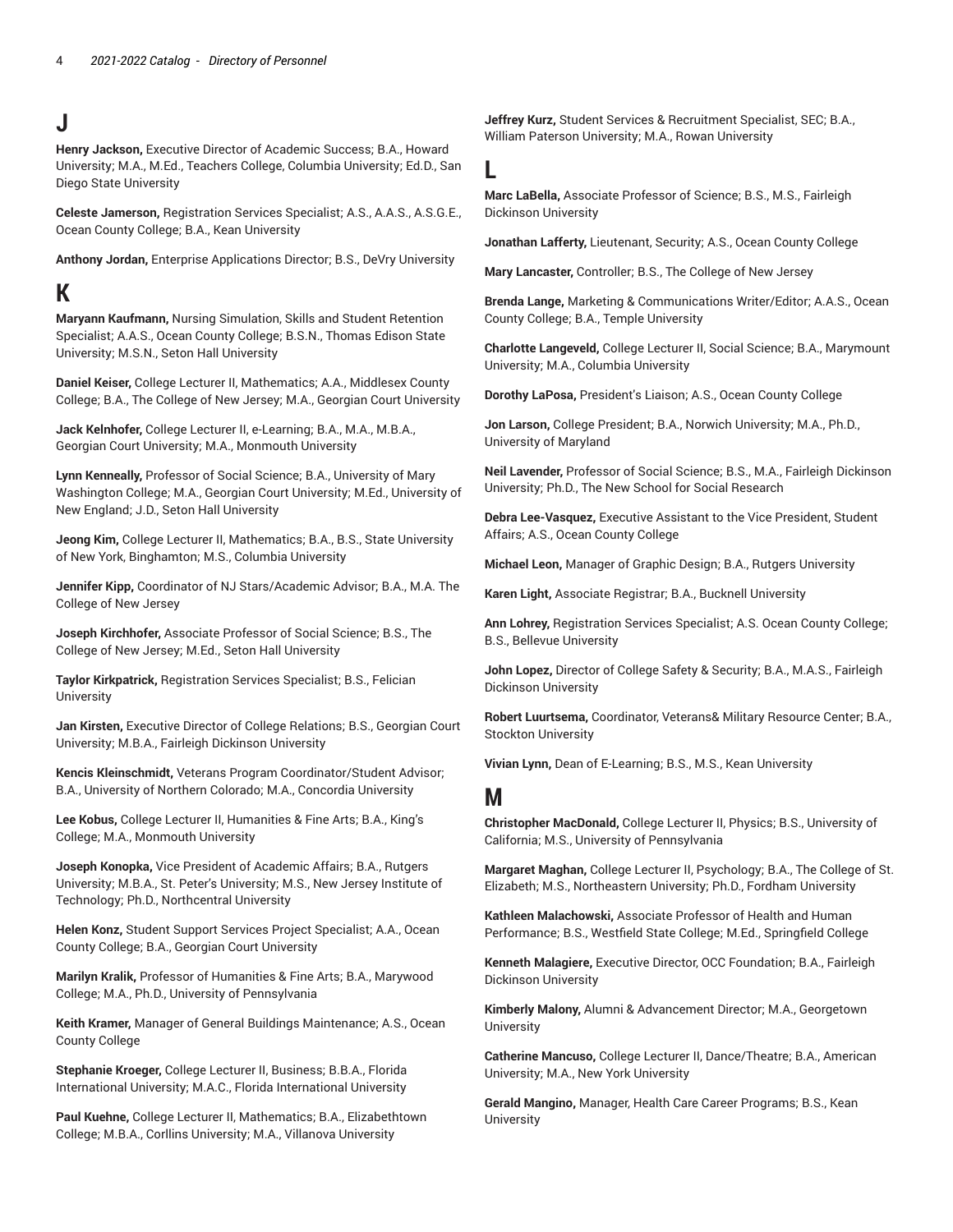## J

**Henry Jackson,** Executive Director of Academic Success; B.A., Howard University; M.A., M.Ed., Teachers College, Columbia University; Ed.D., San Diego State University

**Celeste Jamerson,** Registration Services Specialist; A.S., A.A.S., A.S.G.E., Ocean County College; B.A., Kean University

**Anthony Jordan,** Enterprise Applications Director; B.S., DeVry University

## K

**Maryann Kaufmann,** Nursing Simulation, Skills and Student Retention Specialist; A.A.S., Ocean County College; B.S.N., Thomas Edison State University; M.S.N., Seton Hall University

**Daniel Keiser,** College Lecturer II, Mathematics; A.A., Middlesex County College; B.A., The College of New Jersey; M.A., Georgian Court University

**Jack Kelnhofer,** College Lecturer II, e-Learning; B.A., M.A., M.B.A., Georgian Court University; M.A., Monmouth University

**Lynn Kenneally,** Professor of Social Science; B.A., University of Mary Washington College; M.A., Georgian Court University; M.Ed., University of New England; J.D., Seton Hall University

**Jeong Kim,** College Lecturer II, Mathematics; B.A., B.S., State University of New York, Binghamton; M.S., Columbia University

**Jennifer Kipp,** Coordinator of NJ Stars/Academic Advisor; B.A., M.A. The College of New Jersey

**Joseph Kirchhofer,** Associate Professor of Social Science; B.S., The College of New Jersey; M.Ed., Seton Hall University

**Taylor Kirkpatrick,** Registration Services Specialist; B.S., Felician University

**Jan Kirsten,** Executive Director of College Relations; B.S., Georgian Court University; M.B.A., Fairleigh Dickinson University

**Kencis Kleinschmidt,** Veterans Program Coordinator/Student Advisor; B.A., University of Northern Colorado; M.A., Concordia University

**Lee Kobus,** College Lecturer II, Humanities & Fine Arts; B.A., King's College; M.A., Monmouth University

**Joseph Konopka,** Vice President of Academic Affairs; B.A., Rutgers University; M.B.A., St. Peter's University; M.S., New Jersey Institute of Technology; Ph.D., Northcentral University

**Helen Konz,** Student Support Services Project Specialist; A.A., Ocean County College; B.A., Georgian Court University

**Marilyn Kralik,** Professor of Humanities & Fine Arts; B.A., Marywood College; M.A., Ph.D., University of Pennsylvania

**Keith Kramer,** Manager of General Buildings Maintenance; A.S., Ocean County College

**Stephanie Kroeger,** College Lecturer II, Business; B.B.A., Florida International University; M.A.C., Florida International University

**Paul Kuehne,** College Lecturer II, Mathematics; B.A., Elizabethtown College; M.B.A., Corllins University; M.A., Villanova University

**Jeffrey Kurz,** Student Services & Recruitment Specialist, SEC; B.A., William Paterson University; M.A., Rowan University

## L

**Marc LaBella,** Associate Professor of Science; B.S., M.S., Fairleigh Dickinson University

**Jonathan Lafferty,** Lieutenant, Security; A.S., Ocean County College

**Mary Lancaster,** Controller; B.S., The College of New Jersey

**Brenda Lange,** Marketing & Communications Writer/Editor; A.A.S., Ocean County College; B.A., Temple University

**Charlotte Langeveld,** College Lecturer II, Social Science; B.A., Marymount University; M.A., Columbia University

**Dorothy LaPosa,** President's Liaison; A.S., Ocean County College

**Jon Larson,** College President; B.A., Norwich University; M.A., Ph.D., University of Maryland

**Neil Lavender,** Professor of Social Science; B.S., M.A., Fairleigh Dickinson University; Ph.D., The New School for Social Research

**Debra Lee-Vasquez,** Executive Assistant to the Vice President, Student Affairs; A.S., Ocean County College

**Michael Leon,** Manager of Graphic Design; B.A., Rutgers University

**Karen Light,** Associate Registrar; B.A., Bucknell University

**Ann Lohrey,** Registration Services Specialist; A.S. Ocean County College; B.S., Bellevue University

**John Lopez,** Director of College Safety & Security; B.A., M.A.S., Fairleigh Dickinson University

**Robert Luurtsema,** Coordinator, Veterans& Military Resource Center; B.A., Stockton University

**Vivian Lynn,** Dean of E-Learning; B.S., M.S., Kean University

## M

**Christopher MacDonald,** College Lecturer II, Physics; B.S., University of California; M.S., University of Pennsylvania

**Margaret Maghan,** College Lecturer II, Psychology; B.A., The College of St. Elizabeth; M.S., Northeastern University; Ph.D., Fordham University

**Kathleen Malachowski,** Associate Professor of Health and Human Performance; B.S., Westfield State College; M.Ed., Springfield College

**Kenneth Malagiere,** Executive Director, OCC Foundation; B.A., Fairleigh Dickinson University

**Kimberly Malony,** Alumni & Advancement Director; M.A., Georgetown University

**Catherine Mancuso,** College Lecturer II, Dance/Theatre; B.A., American University; M.A., New York University

**Gerald Mangino,** Manager, Health Care Career Programs; B.S., Kean University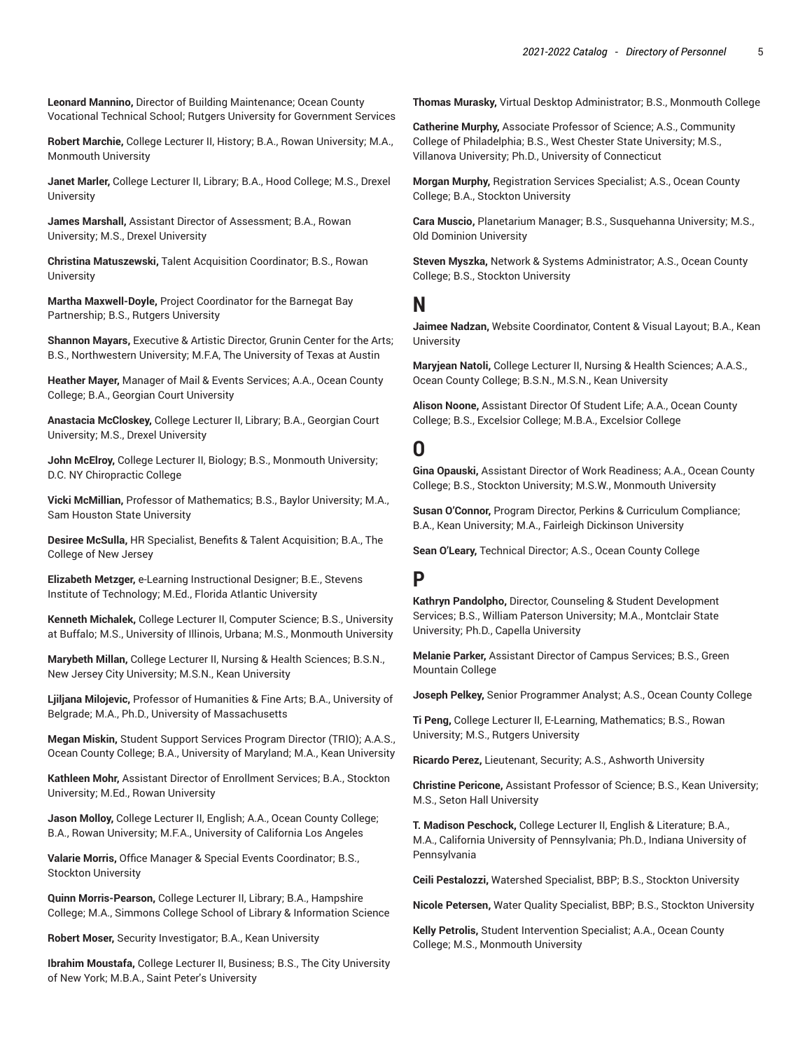**Leonard Mannino,** Director of Building Maintenance; Ocean County Vocational Technical School; Rutgers University for Government Services

**Robert Marchie,** College Lecturer II, History; B.A., Rowan University; M.A., Monmouth University

**Janet Marler,** College Lecturer II, Library; B.A., Hood College; M.S., Drexel University

**James Marshall,** Assistant Director of Assessment; B.A., Rowan University; M.S., Drexel University

**Christina Matuszewski,** Talent Acquisition Coordinator; B.S., Rowan University

**Martha Maxwell-Doyle,** Project Coordinator for the Barnegat Bay Partnership; B.S., Rutgers University

**Shannon Mayars,** Executive & Artistic Director, Grunin Center for the Arts; B.S., Northwestern University; M.F.A, The University of Texas at Austin

**Heather Mayer,** Manager of Mail & Events Services; A.A., Ocean County College; B.A., Georgian Court University

**Anastacia McCloskey,** College Lecturer II, Library; B.A., Georgian Court University; M.S., Drexel University

**John McElroy,** College Lecturer II, Biology; B.S., Monmouth University; D.C. NY Chiropractic College

**Vicki McMillian,** Professor of Mathematics; B.S., Baylor University; M.A., Sam Houston State University

**Desiree McSulla,** HR Specialist, Benefits & Talent Acquisition; B.A., The College of New Jersey

**Elizabeth Metzger,** e-Learning Instructional Designer; B.E., Stevens Institute of Technology; M.Ed., Florida Atlantic University

**Kenneth Michalek,** College Lecturer II, Computer Science; B.S., University at Buffalo; M.S., University of Illinois, Urbana; M.S., Monmouth University

**Marybeth Millan,** College Lecturer II, Nursing & Health Sciences; B.S.N., New Jersey City University; M.S.N., Kean University

**Ljiljana Milojevic,** Professor of Humanities & Fine Arts; B.A., University of Belgrade; M.A., Ph.D., University of Massachusetts

**Megan Miskin,** Student Support Services Program Director (TRIO); A.A.S., Ocean County College; B.A., University of Maryland; M.A., Kean University

**Kathleen Mohr,** Assistant Director of Enrollment Services; B.A., Stockton University; M.Ed., Rowan University

**Jason Molloy,** College Lecturer II, English; A.A., Ocean County College; B.A., Rowan University; M.F.A., University of California Los Angeles

**Valarie Morris,** Office Manager & Special Events Coordinator; B.S., Stockton University

**Quinn Morris-Pearson,** College Lecturer II, Library; B.A., Hampshire College; M.A., Simmons College School of Library & Information Science

**Robert Moser,** Security Investigator; B.A., Kean University

**Ibrahim Moustafa,** College Lecturer II, Business; B.S., The City University of New York; M.B.A., Saint Peter's University

**Thomas Murasky,** Virtual Desktop Administrator; B.S., Monmouth College

**Catherine Murphy,** Associate Professor of Science; A.S., Community College of Philadelphia; B.S., West Chester State University; M.S., Villanova University; Ph.D., University of Connecticut

**Morgan Murphy,** Registration Services Specialist; A.S., Ocean County College; B.A., Stockton University

**Cara Muscio,** Planetarium Manager; B.S., Susquehanna University; M.S., Old Dominion University

**Steven Myszka,** Network & Systems Administrator; A.S., Ocean County College; B.S., Stockton University

## N

**Jaimee Nadzan,** Website Coordinator, Content & Visual Layout; B.A., Kean University

**Maryjean Natoli,** College Lecturer II, Nursing & Health Sciences; A.A.S., Ocean County College; B.S.N., M.S.N., Kean University

**Alison Noone,** Assistant Director Of Student Life; A.A., Ocean County College; B.S., Excelsior College; M.B.A., Excelsior College

## O

**Gina Opauski,** Assistant Director of Work Readiness; A.A., Ocean County College; B.S., Stockton University; M.S.W., Monmouth University

**Susan O'Connor,** Program Director, Perkins & Curriculum Compliance; B.A., Kean University; M.A., Fairleigh Dickinson University

**Sean O'Leary,** Technical Director; A.S., Ocean County College

## P

**Kathryn Pandolpho,** Director, Counseling & Student Development Services; B.S., William Paterson University; M.A., Montclair State University; Ph.D., Capella University

**Melanie Parker,** Assistant Director of Campus Services; B.S., Green Mountain College

**Joseph Pelkey,** Senior Programmer Analyst; A.S., Ocean County College

**Ti Peng,** College Lecturer II, E-Learning, Mathematics; B.S., Rowan University; M.S., Rutgers University

**Ricardo Perez,** Lieutenant, Security; A.S., Ashworth University

**Christine Pericone,** Assistant Professor of Science; B.S., Kean University; M.S., Seton Hall University

**T. Madison Peschock,** College Lecturer II, English & Literature; B.A., M.A., California University of Pennsylvania; Ph.D., Indiana University of Pennsylvania

**Ceili Pestalozzi,** Watershed Specialist, BBP; B.S., Stockton University

**Nicole Petersen,** Water Quality Specialist, BBP; B.S., Stockton University

**Kelly Petrolis,** Student Intervention Specialist; A.A., Ocean County College; M.S., Monmouth University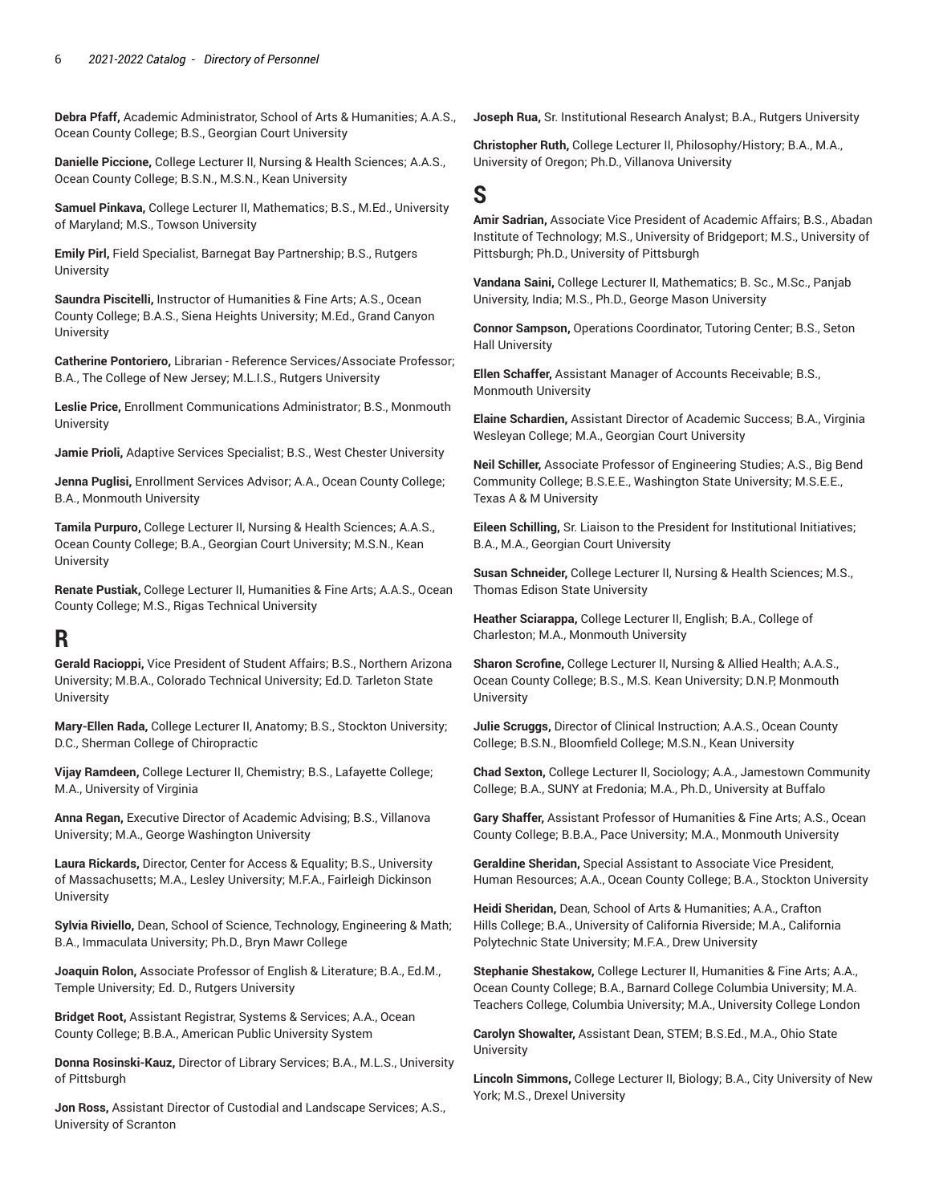**Debra Pfaff,** Academic Administrator, School of Arts & Humanities; A.A.S., Ocean County College; B.S., Georgian Court University

**Danielle Piccione,** College Lecturer II, Nursing & Health Sciences; A.A.S., Ocean County College; B.S.N., M.S.N., Kean University

**Samuel Pinkava,** College Lecturer II, Mathematics; B.S., M.Ed., University of Maryland; M.S., Towson University

**Emily Pirl,** Field Specialist, Barnegat Bay Partnership; B.S., Rutgers University

**Saundra Piscitelli,** Instructor of Humanities & Fine Arts; A.S., Ocean County College; B.A.S., Siena Heights University; M.Ed., Grand Canyon University

**Catherine Pontoriero,** Librarian - Reference Services/Associate Professor; B.A., The College of New Jersey; M.L.I.S., Rutgers University

**Leslie Price,** Enrollment Communications Administrator; B.S., Monmouth University

**Jamie Prioli,** Adaptive Services Specialist; B.S., West Chester University

**Jenna Puglisi,** Enrollment Services Advisor; A.A., Ocean County College; B.A., Monmouth University

**Tamila Purpuro,** College Lecturer II, Nursing & Health Sciences; A.A.S., Ocean County College; B.A., Georgian Court University; M.S.N., Kean University

**Renate Pustiak,** College Lecturer II, Humanities & Fine Arts; A.A.S., Ocean County College; M.S., Rigas Technical University

## R

**Gerald Racioppi,** Vice President of Student Affairs; B.S., Northern Arizona University; M.B.A., Colorado Technical University; Ed.D. Tarleton State University

**Mary-Ellen Rada,** College Lecturer II, Anatomy; B.S., Stockton University; D.C., Sherman College of Chiropractic

**Vijay Ramdeen,** College Lecturer II, Chemistry; B.S., Lafayette College; M.A., University of Virginia

**Anna Regan,** Executive Director of Academic Advising; B.S., Villanova University; M.A., George Washington University

**Laura Rickards,** Director, Center for Access & Equality; B.S., University of Massachusetts; M.A., Lesley University; M.F.A., Fairleigh Dickinson University

**Sylvia Riviello,** Dean, School of Science, Technology, Engineering & Math; B.A., Immaculata University; Ph.D., Bryn Mawr College

**Joaquin Rolon,** Associate Professor of English & Literature; B.A., Ed.M., Temple University; Ed. D., Rutgers University

**Bridget Root,** Assistant Registrar, Systems & Services; A.A., Ocean County College; B.B.A., American Public University System

**Donna Rosinski-Kauz,** Director of Library Services; B.A., M.L.S., University of Pittsburgh

**Jon Ross,** Assistant Director of Custodial and Landscape Services; A.S., University of Scranton

**Joseph Rua,** Sr. Institutional Research Analyst; B.A., Rutgers University

**Christopher Ruth,** College Lecturer II, Philosophy/History; B.A., M.A., University of Oregon; Ph.D., Villanova University

## S

**Amir Sadrian,** Associate Vice President of Academic Affairs; B.S., Abadan Institute of Technology; M.S., University of Bridgeport; M.S., University of Pittsburgh; Ph.D., University of Pittsburgh

**Vandana Saini,** College Lecturer II, Mathematics; B. Sc., M.Sc., Panjab University, India; M.S., Ph.D., George Mason University

**Connor Sampson,** Operations Coordinator, Tutoring Center; B.S., Seton Hall University

**Ellen Schaffer,** Assistant Manager of Accounts Receivable; B.S., Monmouth University

**Elaine Schardien,** Assistant Director of Academic Success; B.A., Virginia Wesleyan College; M.A., Georgian Court University

**Neil Schiller,** Associate Professor of Engineering Studies; A.S., Big Bend Community College; B.S.E.E., Washington State University; M.S.E.E., Texas A & M University

**Eileen Schilling,** Sr. Liaison to the President for Institutional Initiatives; B.A., M.A., Georgian Court University

**Susan Schneider,** College Lecturer II, Nursing & Health Sciences; M.S., Thomas Edison State University

**Heather Sciarappa,** College Lecturer II, English; B.A., College of Charleston; M.A., Monmouth University

**Sharon Scrofine,** College Lecturer II, Nursing & Allied Health; A.A.S., Ocean County College; B.S., M.S. Kean University; D.N.P, Monmouth University

**Julie Scruggs,** Director of Clinical Instruction; A.A.S., Ocean County College; B.S.N., Bloomfield College; M.S.N., Kean University

**Chad Sexton,** College Lecturer II, Sociology; A.A., Jamestown Community College; B.A., SUNY at Fredonia; M.A., Ph.D., University at Buffalo

**Gary Shaffer,** Assistant Professor of Humanities & Fine Arts; A.S., Ocean County College; B.B.A., Pace University; M.A., Monmouth University

**Geraldine Sheridan,** Special Assistant to Associate Vice President, Human Resources; A.A., Ocean County College; B.A., Stockton University

**Heidi Sheridan,** Dean, School of Arts & Humanities; A.A., Crafton Hills College; B.A., University of California Riverside; M.A., California Polytechnic State University; M.F.A., Drew University

**Stephanie Shestakow,** College Lecturer II, Humanities & Fine Arts; A.A., Ocean County College; B.A., Barnard College Columbia University; M.A. Teachers College, Columbia University; M.A., University College London

**Carolyn Showalter,** Assistant Dean, STEM; B.S.Ed., M.A., Ohio State University

**Lincoln Simmons,** College Lecturer II, Biology; B.A., City University of New York; M.S., Drexel University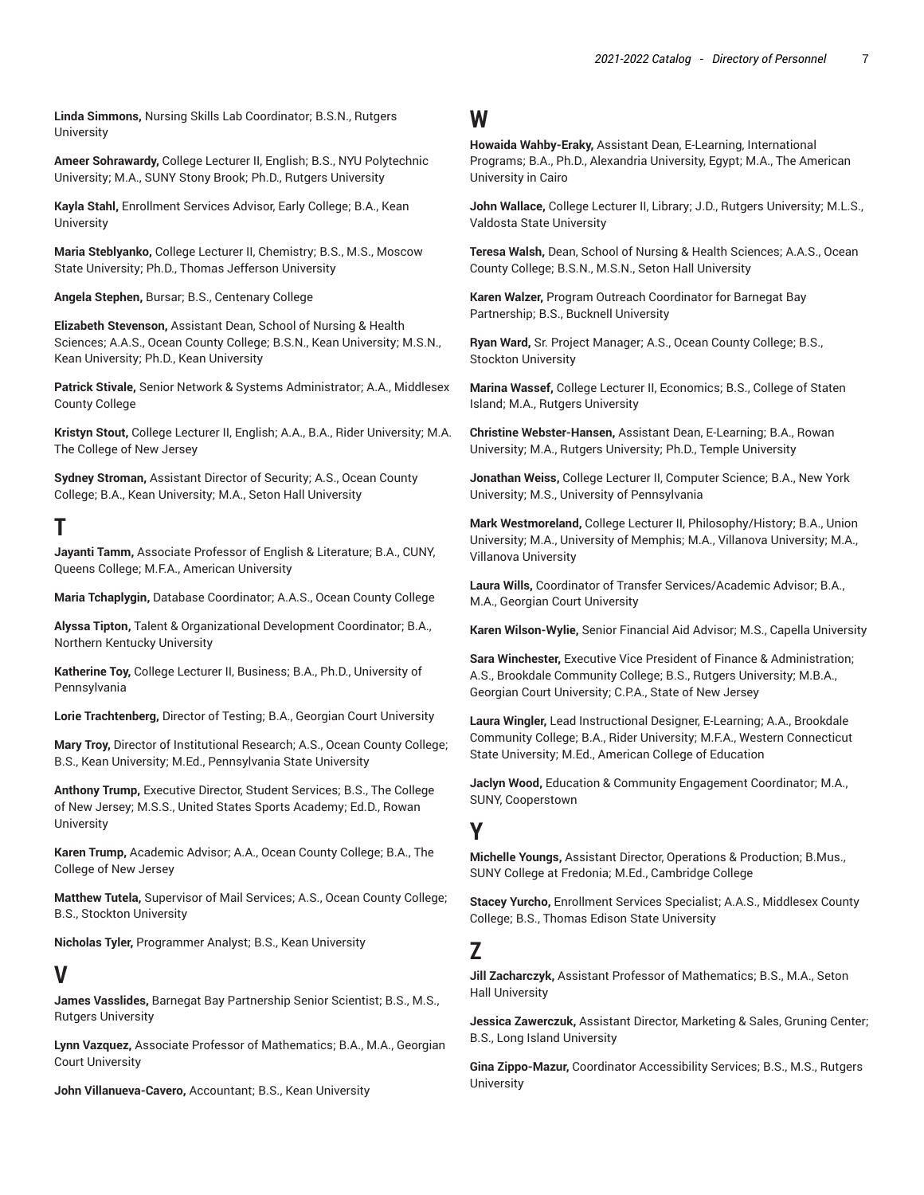**Linda Simmons,** Nursing Skills Lab Coordinator; B.S.N., Rutgers University

**Ameer Sohrawardy,** College Lecturer II, English; B.S., NYU Polytechnic University; M.A., SUNY Stony Brook; Ph.D., Rutgers University

**Kayla Stahl,** Enrollment Services Advisor, Early College; B.A., Kean University

**Maria Steblyanko,** College Lecturer II, Chemistry; B.S., M.S., Moscow State University; Ph.D., Thomas Jefferson University

**Angela Stephen,** Bursar; B.S., Centenary College

**Elizabeth Stevenson,** Assistant Dean, School of Nursing & Health Sciences; A.A.S., Ocean County College; B.S.N., Kean University; M.S.N., Kean University; Ph.D., Kean University

**Patrick Stivale,** Senior Network & Systems Administrator; A.A., Middlesex County College

**Kristyn Stout,** College Lecturer II, English; A.A., B.A., Rider University; M.A. The College of New Jersey

**Sydney Stroman,** Assistant Director of Security; A.S., Ocean County College; B.A., Kean University; M.A., Seton Hall University

## T

**Jayanti Tamm,** Associate Professor of English & Literature; B.A., CUNY, Queens College; M.F.A., American University

**Maria Tchaplygin,** Database Coordinator; A.A.S., Ocean County College

**Alyssa Tipton,** Talent & Organizational Development Coordinator; B.A., Northern Kentucky University

**Katherine Toy,** College Lecturer II, Business; B.A., Ph.D., University of Pennsylvania

**Lorie Trachtenberg,** Director of Testing; B.A., Georgian Court University

**Mary Troy,** Director of Institutional Research; A.S., Ocean County College; B.S., Kean University; M.Ed., Pennsylvania State University

**Anthony Trump,** Executive Director, Student Services; B.S., The College of New Jersey; M.S.S., United States Sports Academy; Ed.D., Rowan University

**Karen Trump,** Academic Advisor; A.A., Ocean County College; B.A., The College of New Jersey

**Matthew Tutela,** Supervisor of Mail Services; A.S., Ocean County College; B.S., Stockton University

**Nicholas Tyler,** Programmer Analyst; B.S., Kean University

## V

**James Vasslides,** Barnegat Bay Partnership Senior Scientist; B.S., M.S., Rutgers University

**Lynn Vazquez,** Associate Professor of Mathematics; B.A., M.A., Georgian Court University

**John Villanueva-Cavero,** Accountant; B.S., Kean University

## W

**Howaida Wahby-Eraky,** Assistant Dean, E-Learning, International Programs; B.A., Ph.D., Alexandria University, Egypt; M.A., The American University in Cairo

**John Wallace,** College Lecturer II, Library; J.D., Rutgers University; M.L.S., Valdosta State University

**Teresa Walsh,** Dean, School of Nursing & Health Sciences; A.A.S., Ocean County College; B.S.N., M.S.N., Seton Hall University

**Karen Walzer,** Program Outreach Coordinator for Barnegat Bay Partnership; B.S., Bucknell University

**Ryan Ward,** Sr. Project Manager; A.S., Ocean County College; B.S., Stockton University

**Marina Wassef,** College Lecturer II, Economics; B.S., College of Staten Island; M.A., Rutgers University

**Christine Webster-Hansen,** Assistant Dean, E-Learning; B.A., Rowan University; M.A., Rutgers University; Ph.D., Temple University

**Jonathan Weiss,** College Lecturer II, Computer Science; B.A., New York University; M.S., University of Pennsylvania

**Mark Westmoreland,** College Lecturer II, Philosophy/History; B.A., Union University; M.A., University of Memphis; M.A., Villanova University; M.A., Villanova University

**Laura Wills,** Coordinator of Transfer Services/Academic Advisor; B.A., M.A., Georgian Court University

**Karen Wilson-Wylie,** Senior Financial Aid Advisor; M.S., Capella University

**Sara Winchester,** Executive Vice President of Finance & Administration; A.S., Brookdale Community College; B.S., Rutgers University; M.B.A., Georgian Court University; C.P.A., State of New Jersey

**Laura Wingler,** Lead Instructional Designer, E-Learning; A.A., Brookdale Community College; B.A., Rider University; M.F.A., Western Connecticut State University; M.Ed., American College of Education

**Jaclyn Wood,** Education & Community Engagement Coordinator; M.A., SUNY, Cooperstown

## Y

**Michelle Youngs,** Assistant Director, Operations & Production; B.Mus., SUNY College at Fredonia; M.Ed., Cambridge College

**Stacey Yurcho,** Enrollment Services Specialist; A.A.S., Middlesex County College; B.S., Thomas Edison State University

## Z

**Jill Zacharczyk,** Assistant Professor of Mathematics; B.S., M.A., Seton Hall University

**Jessica Zawerczuk,** Assistant Director, Marketing & Sales, Gruning Center; B.S., Long Island University

**Gina Zippo-Mazur,** Coordinator Accessibility Services; B.S., M.S., Rutgers University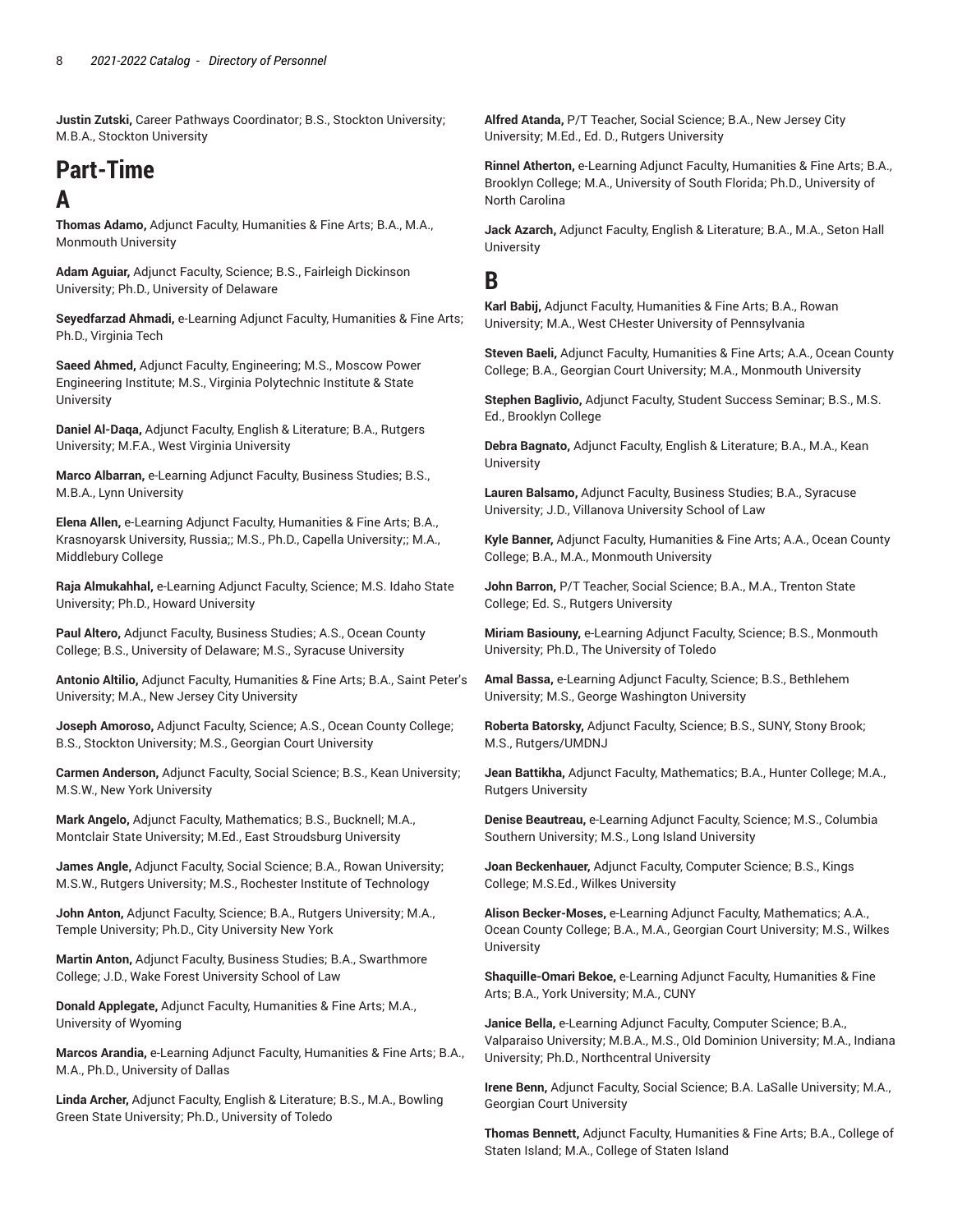**Justin Zutski,** Career Pathways Coordinator; B.S., Stockton University; M.B.A., Stockton University

# Part-Time

## A

**Thomas Adamo,** Adjunct Faculty, Humanities & Fine Arts; B.A., M.A., Monmouth University

**Adam Aguiar,** Adjunct Faculty, Science; B.S., Fairleigh Dickinson University; Ph.D., University of Delaware

**Seyedfarzad Ahmadi,** e-Learning Adjunct Faculty, Humanities & Fine Arts; Ph.D., Virginia Tech

**Saeed Ahmed,** Adjunct Faculty, Engineering; M.S., Moscow Power Engineering Institute; M.S., Virginia Polytechnic Institute & State University

**Daniel Al-Daqa,** Adjunct Faculty, English & Literature; B.A., Rutgers University; M.F.A., West Virginia University

**Marco Albarran,** e-Learning Adjunct Faculty, Business Studies; B.S., M.B.A., Lynn University

**Elena Allen,** e-Learning Adjunct Faculty, Humanities & Fine Arts; B.A., Krasnoyarsk University, Russia;; M.S., Ph.D., Capella University;; M.A., Middlebury College

**Raja Almukahhal,** e-Learning Adjunct Faculty, Science; M.S. Idaho State University; Ph.D., Howard University

**Paul Altero,** Adjunct Faculty, Business Studies; A.S., Ocean County College; B.S., University of Delaware; M.S., Syracuse University

**Antonio Altilio,** Adjunct Faculty, Humanities & Fine Arts; B.A., Saint Peter's University; M.A., New Jersey City University

**Joseph Amoroso,** Adjunct Faculty, Science; A.S., Ocean County College; B.S., Stockton University; M.S., Georgian Court University

**Carmen Anderson,** Adjunct Faculty, Social Science; B.S., Kean University; M.S.W., New York University

**Mark Angelo,** Adjunct Faculty, Mathematics; B.S., Bucknell; M.A., Montclair State University; M.Ed., East Stroudsburg University

**James Angle,** Adjunct Faculty, Social Science; B.A., Rowan University; M.S.W., Rutgers University; M.S., Rochester Institute of Technology

**John Anton,** Adjunct Faculty, Science; B.A., Rutgers University; M.A., Temple University; Ph.D., City University New York

**Martin Anton,** Adjunct Faculty, Business Studies; B.A., Swarthmore College; J.D., Wake Forest University School of Law

**Donald Applegate,** Adjunct Faculty, Humanities & Fine Arts; M.A., University of Wyoming

**Marcos Arandia,** e-Learning Adjunct Faculty, Humanities & Fine Arts; B.A., M.A., Ph.D., University of Dallas

**Linda Archer,** Adjunct Faculty, English & Literature; B.S., M.A., Bowling Green State University; Ph.D., University of Toledo

**Alfred Atanda,** P/T Teacher, Social Science; B.A., New Jersey City University; M.Ed., Ed. D., Rutgers University

**Rinnel Atherton,** e-Learning Adjunct Faculty, Humanities & Fine Arts; B.A., Brooklyn College; M.A., University of South Florida; Ph.D., University of North Carolina

**Jack Azarch,** Adjunct Faculty, English & Literature; B.A., M.A., Seton Hall University

## B

**Karl Babij,** Adjunct Faculty, Humanities & Fine Arts; B.A., Rowan University; M.A., West CHester University of Pennsylvania

**Steven Baeli,** Adjunct Faculty, Humanities & Fine Arts; A.A., Ocean County College; B.A., Georgian Court University; M.A., Monmouth University

**Stephen Baglivio,** Adjunct Faculty, Student Success Seminar; B.S., M.S. Ed., Brooklyn College

**Debra Bagnato,** Adjunct Faculty, English & Literature; B.A., M.A., Kean University

**Lauren Balsamo,** Adjunct Faculty, Business Studies; B.A., Syracuse University; J.D., Villanova University School of Law

**Kyle Banner,** Adjunct Faculty, Humanities & Fine Arts; A.A., Ocean County College; B.A., M.A., Monmouth University

**John Barron,** P/T Teacher, Social Science; B.A., M.A., Trenton State College; Ed. S., Rutgers University

**Miriam Basiouny,** e-Learning Adjunct Faculty, Science; B.S., Monmouth University; Ph.D., The University of Toledo

**Amal Bassa,** e-Learning Adjunct Faculty, Science; B.S., Bethlehem University; M.S., George Washington University

**Roberta Batorsky,** Adjunct Faculty, Science; B.S., SUNY, Stony Brook; M.S., Rutgers/UMDNJ

**Jean Battikha,** Adjunct Faculty, Mathematics; B.A., Hunter College; M.A., Rutgers University

**Denise Beautreau,** e-Learning Adjunct Faculty, Science; M.S., Columbia Southern University; M.S., Long Island University

**Joan Beckenhauer,** Adjunct Faculty, Computer Science; B.S., Kings College; M.S.Ed., Wilkes University

**Alison Becker-Moses,** e-Learning Adjunct Faculty, Mathematics; A.A., Ocean County College; B.A., M.A., Georgian Court University; M.S., Wilkes University

**Shaquille-Omari Bekoe,** e-Learning Adjunct Faculty, Humanities & Fine Arts; B.A., York University; M.A., CUNY

**Janice Bella,** e-Learning Adjunct Faculty, Computer Science; B.A., Valparaiso University; M.B.A., M.S., Old Dominion University; M.A., Indiana University; Ph.D., Northcentral University

**Irene Benn,** Adjunct Faculty, Social Science; B.A. LaSalle University; M.A., Georgian Court University

**Thomas Bennett,** Adjunct Faculty, Humanities & Fine Arts; B.A., College of Staten Island; M.A., College of Staten Island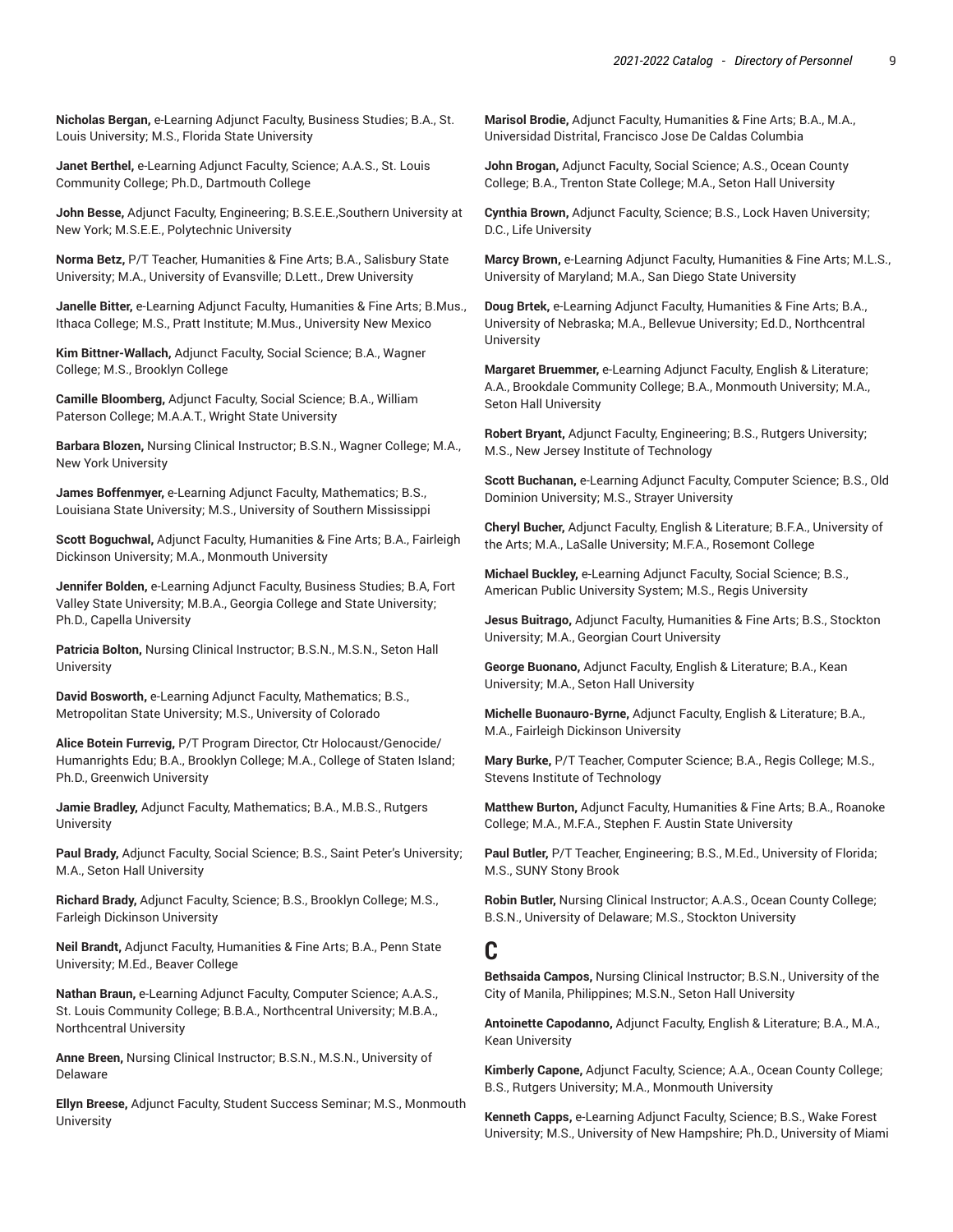**Nicholas Bergan,** e-Learning Adjunct Faculty, Business Studies; B.A., St. Louis University; M.S., Florida State University

**Janet Berthel,** e-Learning Adjunct Faculty, Science; A.A.S., St. Louis Community College; Ph.D., Dartmouth College

**John Besse,** Adjunct Faculty, Engineering; B.S.E.E.,Southern University at New York; M.S.E.E., Polytechnic University

**Norma Betz,** P/T Teacher, Humanities & Fine Arts; B.A., Salisbury State University; M.A., University of Evansville; D.Lett., Drew University

**Janelle Bitter,** e-Learning Adjunct Faculty, Humanities & Fine Arts; B.Mus., Ithaca College; M.S., Pratt Institute; M.Mus., University New Mexico

**Kim Bittner-Wallach,** Adjunct Faculty, Social Science; B.A., Wagner College; M.S., Brooklyn College

**Camille Bloomberg,** Adjunct Faculty, Social Science; B.A., William Paterson College; M.A.A.T., Wright State University

**Barbara Blozen,** Nursing Clinical Instructor; B.S.N., Wagner College; M.A., New York University

**James Boffenmyer,** e-Learning Adjunct Faculty, Mathematics; B.S., Louisiana State University; M.S., University of Southern Mississippi

**Scott Boguchwal,** Adjunct Faculty, Humanities & Fine Arts; B.A., Fairleigh Dickinson University; M.A., Monmouth University

**Jennifer Bolden,** e-Learning Adjunct Faculty, Business Studies; B.A, Fort Valley State University; M.B.A., Georgia College and State University; Ph.D., Capella University

**Patricia Bolton,** Nursing Clinical Instructor; B.S.N., M.S.N., Seton Hall University

**David Bosworth,** e-Learning Adjunct Faculty, Mathematics; B.S., Metropolitan State University; M.S., University of Colorado

**Alice Botein Furrevig,** P/T Program Director, Ctr Holocaust/Genocide/ Humanrights Edu; B.A., Brooklyn College; M.A., College of Staten Island; Ph.D., Greenwich University

**Jamie Bradley,** Adjunct Faculty, Mathematics; B.A., M.B.S., Rutgers University

**Paul Brady,** Adjunct Faculty, Social Science; B.S., Saint Peter's University; M.A., Seton Hall University

**Richard Brady,** Adjunct Faculty, Science; B.S., Brooklyn College; M.S., Farleigh Dickinson University

**Neil Brandt,** Adjunct Faculty, Humanities & Fine Arts; B.A., Penn State University; M.Ed., Beaver College

**Nathan Braun,** e-Learning Adjunct Faculty, Computer Science; A.A.S., St. Louis Community College; B.B.A., Northcentral University; M.B.A., Northcentral University

**Anne Breen,** Nursing Clinical Instructor; B.S.N., M.S.N., University of Delaware

**Ellyn Breese,** Adjunct Faculty, Student Success Seminar; M.S., Monmouth University

**Marisol Brodie,** Adjunct Faculty, Humanities & Fine Arts; B.A., M.A., Universidad Distrital, Francisco Jose De Caldas Columbia

**John Brogan,** Adjunct Faculty, Social Science; A.S., Ocean County College; B.A., Trenton State College; M.A., Seton Hall University

**Cynthia Brown,** Adjunct Faculty, Science; B.S., Lock Haven University; D.C., Life University

**Marcy Brown,** e-Learning Adjunct Faculty, Humanities & Fine Arts; M.L.S., University of Maryland; M.A., San Diego State University

**Doug Brtek,** e-Learning Adjunct Faculty, Humanities & Fine Arts; B.A., University of Nebraska; M.A., Bellevue University; Ed.D., Northcentral University

**Margaret Bruemmer,** e-Learning Adjunct Faculty, English & Literature; A.A., Brookdale Community College; B.A., Monmouth University; M.A., Seton Hall University

**Robert Bryant,** Adjunct Faculty, Engineering; B.S., Rutgers University; M.S., New Jersey Institute of Technology

**Scott Buchanan,** e-Learning Adjunct Faculty, Computer Science; B.S., Old Dominion University; M.S., Strayer University

**Cheryl Bucher,** Adjunct Faculty, English & Literature; B.F.A., University of the Arts; M.A., LaSalle University; M.F.A., Rosemont College

**Michael Buckley,** e-Learning Adjunct Faculty, Social Science; B.S., American Public University System; M.S., Regis University

**Jesus Buitrago,** Adjunct Faculty, Humanities & Fine Arts; B.S., Stockton University; M.A., Georgian Court University

**George Buonano,** Adjunct Faculty, English & Literature; B.A., Kean University; M.A., Seton Hall University

**Michelle Buonauro-Byrne,** Adjunct Faculty, English & Literature; B.A., M.A., Fairleigh Dickinson University

**Mary Burke,** P/T Teacher, Computer Science; B.A., Regis College; M.S., Stevens Institute of Technology

**Matthew Burton,** Adjunct Faculty, Humanities & Fine Arts; B.A., Roanoke College; M.A., M.F.A., Stephen F. Austin State University

**Paul Butler,** P/T Teacher, Engineering; B.S., M.Ed., University of Florida; M.S., SUNY Stony Brook

**Robin Butler,** Nursing Clinical Instructor; A.A.S., Ocean County College; B.S.N., University of Delaware; M.S., Stockton University

## C

**Bethsaida Campos,** Nursing Clinical Instructor; B.S.N., University of the City of Manila, Philippines; M.S.N., Seton Hall University

**Antoinette Capodanno,** Adjunct Faculty, English & Literature; B.A., M.A., Kean University

**Kimberly Capone,** Adjunct Faculty, Science; A.A., Ocean County College; B.S., Rutgers University; M.A., Monmouth University

**Kenneth Capps,** e-Learning Adjunct Faculty, Science; B.S., Wake Forest University; M.S., University of New Hampshire; Ph.D., University of Miami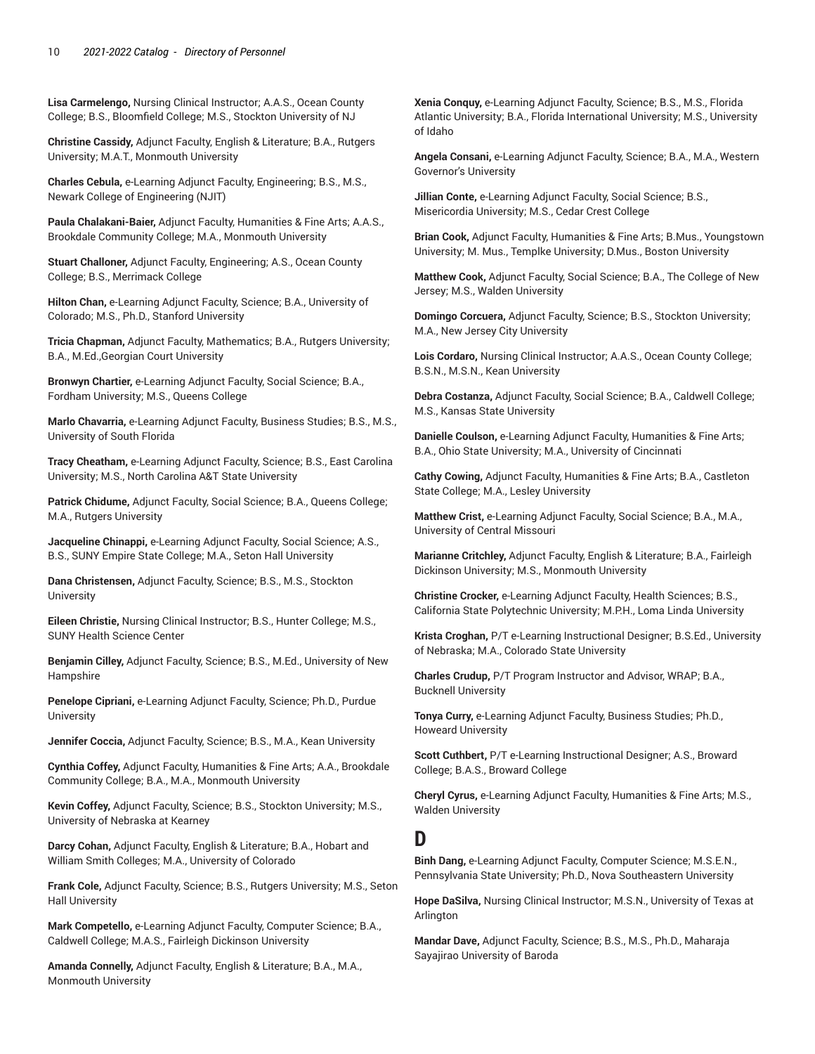**Lisa Carmelengo,** Nursing Clinical Instructor; A.A.S., Ocean County College; B.S., Bloomfield College; M.S., Stockton University of NJ

**Christine Cassidy,** Adjunct Faculty, English & Literature; B.A., Rutgers University; M.A.T., Monmouth University

**Charles Cebula,** e-Learning Adjunct Faculty, Engineering; B.S., M.S., Newark College of Engineering (NJIT)

**Paula Chalakani-Baier,** Adjunct Faculty, Humanities & Fine Arts; A.A.S., Brookdale Community College; M.A., Monmouth University

**Stuart Challoner,** Adjunct Faculty, Engineering; A.S., Ocean County College; B.S., Merrimack College

**Hilton Chan,** e-Learning Adjunct Faculty, Science; B.A., University of Colorado; M.S., Ph.D., Stanford University

**Tricia Chapman,** Adjunct Faculty, Mathematics; B.A., Rutgers University; B.A., M.Ed.,Georgian Court University

**Bronwyn Chartier,** e-Learning Adjunct Faculty, Social Science; B.A., Fordham University; M.S., Queens College

**Marlo Chavarria,** e-Learning Adjunct Faculty, Business Studies; B.S., M.S., University of South Florida

**Tracy Cheatham,** e-Learning Adjunct Faculty, Science; B.S., East Carolina University; M.S., North Carolina A&T State University

**Patrick Chidume,** Adjunct Faculty, Social Science; B.A., Queens College; M.A., Rutgers University

**Jacqueline Chinappi,** e-Learning Adjunct Faculty, Social Science; A.S., B.S., SUNY Empire State College; M.A., Seton Hall University

**Dana Christensen,** Adjunct Faculty, Science; B.S., M.S., Stockton University

**Eileen Christie,** Nursing Clinical Instructor; B.S., Hunter College; M.S., SUNY Health Science Center

**Benjamin Cilley,** Adjunct Faculty, Science; B.S., M.Ed., University of New Hampshire

**Penelope Cipriani,** e-Learning Adjunct Faculty, Science; Ph.D., Purdue University

**Jennifer Coccia,** Adjunct Faculty, Science; B.S., M.A., Kean University

**Cynthia Coffey,** Adjunct Faculty, Humanities & Fine Arts; A.A., Brookdale Community College; B.A., M.A., Monmouth University

**Kevin Coffey,** Adjunct Faculty, Science; B.S., Stockton University; M.S., University of Nebraska at Kearney

**Darcy Cohan,** Adjunct Faculty, English & Literature; B.A., Hobart and William Smith Colleges; M.A., University of Colorado

**Frank Cole,** Adjunct Faculty, Science; B.S., Rutgers University; M.S., Seton Hall University

**Mark Competello,** e-Learning Adjunct Faculty, Computer Science; B.A., Caldwell College; M.A.S., Fairleigh Dickinson University

**Amanda Connelly,** Adjunct Faculty, English & Literature; B.A., M.A., Monmouth University

**Xenia Conquy,** e-Learning Adjunct Faculty, Science; B.S., M.S., Florida Atlantic University; B.A., Florida International University; M.S., University of Idaho

**Angela Consani,** e-Learning Adjunct Faculty, Science; B.A., M.A., Western Governor's University

**Jillian Conte,** e-Learning Adjunct Faculty, Social Science; B.S., Misericordia University; M.S., Cedar Crest College

**Brian Cook,** Adjunct Faculty, Humanities & Fine Arts; B.Mus., Youngstown University; M. Mus., Templke University; D.Mus., Boston University

**Matthew Cook,** Adjunct Faculty, Social Science; B.A., The College of New Jersey; M.S., Walden University

**Domingo Corcuera,** Adjunct Faculty, Science; B.S., Stockton University; M.A., New Jersey City University

**Lois Cordaro,** Nursing Clinical Instructor; A.A.S., Ocean County College; B.S.N., M.S.N., Kean University

**Debra Costanza,** Adjunct Faculty, Social Science; B.A., Caldwell College; M.S., Kansas State University

**Danielle Coulson,** e-Learning Adjunct Faculty, Humanities & Fine Arts; B.A., Ohio State University; M.A., University of Cincinnati

**Cathy Cowing,** Adjunct Faculty, Humanities & Fine Arts; B.A., Castleton State College; M.A., Lesley University

**Matthew Crist,** e-Learning Adjunct Faculty, Social Science; B.A., M.A., University of Central Missouri

**Marianne Critchley,** Adjunct Faculty, English & Literature; B.A., Fairleigh Dickinson University; M.S., Monmouth University

**Christine Crocker,** e-Learning Adjunct Faculty, Health Sciences; B.S., California State Polytechnic University; M.P.H., Loma Linda University

**Krista Croghan,** P/T e-Learning Instructional Designer; B.S.Ed., University of Nebraska; M.A., Colorado State University

**Charles Crudup,** P/T Program Instructor and Advisor, WRAP; B.A., Bucknell University

**Tonya Curry,** e-Learning Adjunct Faculty, Business Studies; Ph.D., Howeard University

**Scott Cuthbert,** P/T e-Learning Instructional Designer; A.S., Broward College; B.A.S., Broward College

**Cheryl Cyrus,** e-Learning Adjunct Faculty, Humanities & Fine Arts; M.S., Walden University

# D

**Binh Dang,** e-Learning Adjunct Faculty, Computer Science; M.S.E.N., Pennsylvania State University; Ph.D., Nova Southeastern University

**Hope DaSilva,** Nursing Clinical Instructor; M.S.N., University of Texas at Arlington

**Mandar Dave,** Adjunct Faculty, Science; B.S., M.S., Ph.D., Maharaja Sayajirao University of Baroda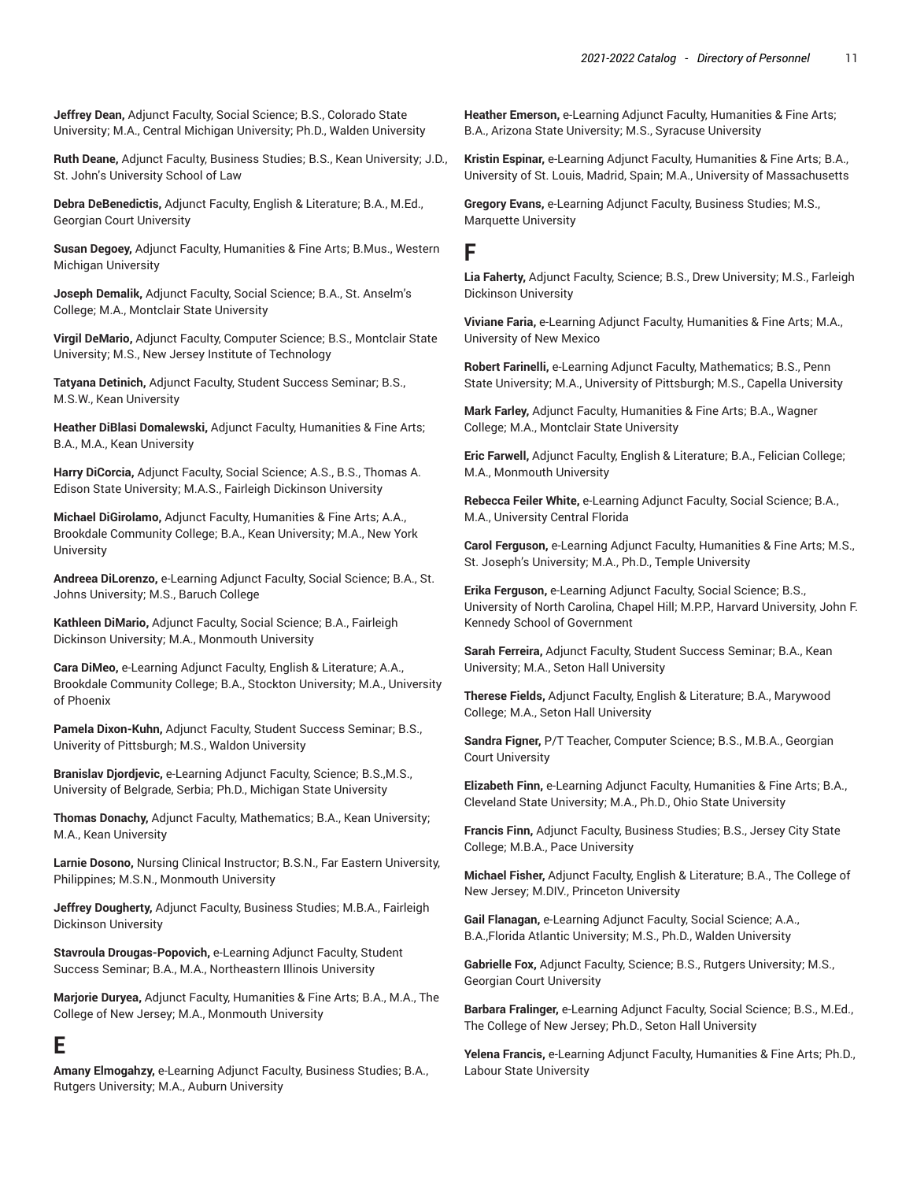**Jeffrey Dean,** Adjunct Faculty, Social Science; B.S., Colorado State University; M.A., Central Michigan University; Ph.D., Walden University

**Ruth Deane,** Adjunct Faculty, Business Studies; B.S., Kean University; J.D., St. John's University School of Law

**Debra DeBenedictis,** Adjunct Faculty, English & Literature; B.A., M.Ed., Georgian Court University

**Susan Degoey,** Adjunct Faculty, Humanities & Fine Arts; B.Mus., Western Michigan University

**Joseph Demalik,** Adjunct Faculty, Social Science; B.A., St. Anselm's College; M.A., Montclair State University

**Virgil DeMario,** Adjunct Faculty, Computer Science; B.S., Montclair State University; M.S., New Jersey Institute of Technology

**Tatyana Detinich,** Adjunct Faculty, Student Success Seminar; B.S., M.S.W., Kean University

**Heather DiBlasi Domalewski,** Adjunct Faculty, Humanities & Fine Arts; B.A., M.A., Kean University

**Harry DiCorcia,** Adjunct Faculty, Social Science; A.S., B.S., Thomas A. Edison State University; M.A.S., Fairleigh Dickinson University

**Michael DiGirolamo,** Adjunct Faculty, Humanities & Fine Arts; A.A., Brookdale Community College; B.A., Kean University; M.A., New York University

**Andreea DiLorenzo,** e-Learning Adjunct Faculty, Social Science; B.A., St. Johns University; M.S., Baruch College

**Kathleen DiMario,** Adjunct Faculty, Social Science; B.A., Fairleigh Dickinson University; M.A., Monmouth University

**Cara DiMeo,** e-Learning Adjunct Faculty, English & Literature; A.A., Brookdale Community College; B.A., Stockton University; M.A., University of Phoenix

**Pamela Dixon-Kuhn,** Adjunct Faculty, Student Success Seminar; B.S., Univerity of Pittsburgh; M.S., Waldon University

**Branislav Djordjevic,** e-Learning Adjunct Faculty, Science; B.S.,M.S., University of Belgrade, Serbia; Ph.D., Michigan State University

**Thomas Donachy,** Adjunct Faculty, Mathematics; B.A., Kean University; M.A., Kean University

**Larnie Dosono,** Nursing Clinical Instructor; B.S.N., Far Eastern University, Philippines; M.S.N., Monmouth University

**Jeffrey Dougherty,** Adjunct Faculty, Business Studies; M.B.A., Fairleigh Dickinson University

**Stavroula Drougas-Popovich,** e-Learning Adjunct Faculty, Student Success Seminar; B.A., M.A., Northeastern Illinois University

**Marjorie Duryea,** Adjunct Faculty, Humanities & Fine Arts; B.A., M.A., The College of New Jersey; M.A., Monmouth University

## E

**Amany Elmogahzy,** e-Learning Adjunct Faculty, Business Studies; B.A., Rutgers University; M.A., Auburn University

**Heather Emerson,** e-Learning Adjunct Faculty, Humanities & Fine Arts; B.A., Arizona State University; M.S., Syracuse University

**Kristin Espinar,** e-Learning Adjunct Faculty, Humanities & Fine Arts; B.A., University of St. Louis, Madrid, Spain; M.A., University of Massachusetts

**Gregory Evans,** e-Learning Adjunct Faculty, Business Studies; M.S., Marquette University

## F

**Lia Faherty,** Adjunct Faculty, Science; B.S., Drew University; M.S., Farleigh Dickinson University

**Viviane Faria,** e-Learning Adjunct Faculty, Humanities & Fine Arts; M.A., University of New Mexico

**Robert Farinelli,** e-Learning Adjunct Faculty, Mathematics; B.S., Penn State University; M.A., University of Pittsburgh; M.S., Capella University

**Mark Farley,** Adjunct Faculty, Humanities & Fine Arts; B.A., Wagner College; M.A., Montclair State University

**Eric Farwell,** Adjunct Faculty, English & Literature; B.A., Felician College; M.A., Monmouth University

**Rebecca Feiler White,** e-Learning Adjunct Faculty, Social Science; B.A., M.A., University Central Florida

**Carol Ferguson,** e-Learning Adjunct Faculty, Humanities & Fine Arts; M.S., St. Joseph's University; M.A., Ph.D., Temple University

**Erika Ferguson,** e-Learning Adjunct Faculty, Social Science; B.S., University of North Carolina, Chapel Hill; M.P.P., Harvard University, John F. Kennedy School of Government

**Sarah Ferreira,** Adjunct Faculty, Student Success Seminar; B.A., Kean University; M.A., Seton Hall University

**Therese Fields,** Adjunct Faculty, English & Literature; B.A., Marywood College; M.A., Seton Hall University

**Sandra Figner,** P/T Teacher, Computer Science; B.S., M.B.A., Georgian Court University

**Elizabeth Finn,** e-Learning Adjunct Faculty, Humanities & Fine Arts; B.A., Cleveland State University; M.A., Ph.D., Ohio State University

**Francis Finn,** Adjunct Faculty, Business Studies; B.S., Jersey City State College; M.B.A., Pace University

**Michael Fisher,** Adjunct Faculty, English & Literature; B.A., The College of New Jersey; M.DIV., Princeton University

**Gail Flanagan,** e-Learning Adjunct Faculty, Social Science; A.A., B.A.,Florida Atlantic University; M.S., Ph.D., Walden University

**Gabrielle Fox,** Adjunct Faculty, Science; B.S., Rutgers University; M.S., Georgian Court University

**Barbara Fralinger,** e-Learning Adjunct Faculty, Social Science; B.S., M.Ed., The College of New Jersey; Ph.D., Seton Hall University

**Yelena Francis,** e-Learning Adjunct Faculty, Humanities & Fine Arts; Ph.D., Labour State University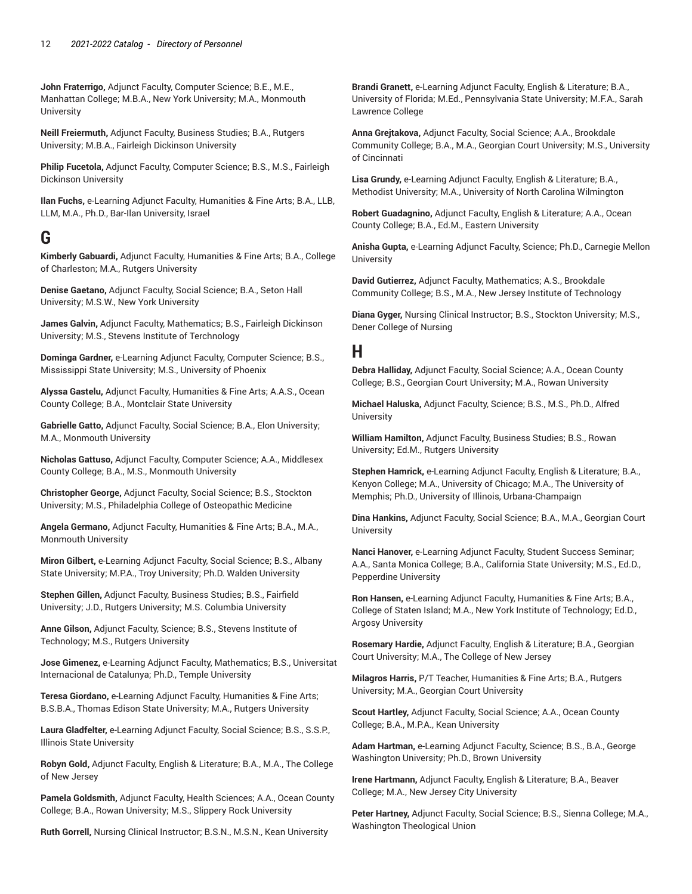**John Fraterrigo,** Adjunct Faculty, Computer Science; B.E., M.E., Manhattan College; M.B.A., New York University; M.A., Monmouth University

**Neill Freiermuth,** Adjunct Faculty, Business Studies; B.A., Rutgers University; M.B.A., Fairleigh Dickinson University

**Philip Fucetola,** Adjunct Faculty, Computer Science; B.S., M.S., Fairleigh Dickinson University

**Ilan Fuchs,** e-Learning Adjunct Faculty, Humanities & Fine Arts; B.A., LLB, LLM, M.A., Ph.D., Bar-Ilan University, Israel

## G

**Kimberly Gabuardi,** Adjunct Faculty, Humanities & Fine Arts; B.A., College of Charleston; M.A., Rutgers University

**Denise Gaetano,** Adjunct Faculty, Social Science; B.A., Seton Hall University; M.S.W., New York University

**James Galvin,** Adjunct Faculty, Mathematics; B.S., Fairleigh Dickinson University; M.S., Stevens Institute of Terchnology

**Dominga Gardner,** e-Learning Adjunct Faculty, Computer Science; B.S., Mississippi State University; M.S., University of Phoenix

**Alyssa Gastelu,** Adjunct Faculty, Humanities & Fine Arts; A.A.S., Ocean County College; B.A., Montclair State University

**Gabrielle Gatto,** Adjunct Faculty, Social Science; B.A., Elon University; M.A., Monmouth University

**Nicholas Gattuso,** Adjunct Faculty, Computer Science; A.A., Middlesex County College; B.A., M.S., Monmouth University

**Christopher George,** Adjunct Faculty, Social Science; B.S., Stockton University; M.S., Philadelphia College of Osteopathic Medicine

**Angela Germano,** Adjunct Faculty, Humanities & Fine Arts; B.A., M.A., Monmouth University

**Miron Gilbert,** e-Learning Adjunct Faculty, Social Science; B.S., Albany State University; M.P.A., Troy University; Ph.D. Walden University

**Stephen Gillen,** Adjunct Faculty, Business Studies; B.S., Fairfield University; J.D., Rutgers University; M.S. Columbia University

**Anne Gilson,** Adjunct Faculty, Science; B.S., Stevens Institute of Technology; M.S., Rutgers University

**Jose Gimenez,** e-Learning Adjunct Faculty, Mathematics; B.S., Universitat Internacional de Catalunya; Ph.D., Temple University

**Teresa Giordano,** e-Learning Adjunct Faculty, Humanities & Fine Arts; B.S.B.A., Thomas Edison State University; M.A., Rutgers University

**Laura Gladfelter,** e-Learning Adjunct Faculty, Social Science; B.S., S.S.P., Illinois State University

**Robyn Gold,** Adjunct Faculty, English & Literature; B.A., M.A., The College of New Jersey

**Pamela Goldsmith,** Adjunct Faculty, Health Sciences; A.A., Ocean County College; B.A., Rowan University; M.S., Slippery Rock University

**Ruth Gorrell,** Nursing Clinical Instructor; B.S.N., M.S.N., Kean University

**Brandi Granett,** e-Learning Adjunct Faculty, English & Literature; B.A., University of Florida; M.Ed., Pennsylvania State University; M.F.A., Sarah Lawrence College

**Anna Grejtakova,** Adjunct Faculty, Social Science; A.A., Brookdale Community College; B.A., M.A., Georgian Court University; M.S., University of Cincinnati

**Lisa Grundy,** e-Learning Adjunct Faculty, English & Literature; B.A., Methodist University; M.A., University of North Carolina Wilmington

**Robert Guadagnino,** Adjunct Faculty, English & Literature; A.A., Ocean County College; B.A., Ed.M., Eastern University

**Anisha Gupta,** e-Learning Adjunct Faculty, Science; Ph.D., Carnegie Mellon University

**David Gutierrez,** Adjunct Faculty, Mathematics; A.S., Brookdale Community College; B.S., M.A., New Jersey Institute of Technology

**Diana Gyger,** Nursing Clinical Instructor; B.S., Stockton University; M.S., Dener College of Nursing

## H

**Debra Halliday,** Adjunct Faculty, Social Science; A.A., Ocean County College; B.S., Georgian Court University; M.A., Rowan University

**Michael Haluska,** Adjunct Faculty, Science; B.S., M.S., Ph.D., Alfred University

**William Hamilton,** Adjunct Faculty, Business Studies; B.S., Rowan University; Ed.M., Rutgers University

**Stephen Hamrick,** e-Learning Adjunct Faculty, English & Literature; B.A., Kenyon College; M.A., University of Chicago; M.A., The University of Memphis; Ph.D., University of Illinois, Urbana-Champaign

**Dina Hankins,** Adjunct Faculty, Social Science; B.A., M.A., Georgian Court University

**Nanci Hanover,** e-Learning Adjunct Faculty, Student Success Seminar; A.A., Santa Monica College; B.A., California State University; M.S., Ed.D., Pepperdine University

**Ron Hansen,** e-Learning Adjunct Faculty, Humanities & Fine Arts; B.A., College of Staten Island; M.A., New York Institute of Technology; Ed.D., Argosy University

**Rosemary Hardie,** Adjunct Faculty, English & Literature; B.A., Georgian Court University; M.A., The College of New Jersey

**Milagros Harris,** P/T Teacher, Humanities & Fine Arts; B.A., Rutgers University; M.A., Georgian Court University

**Scout Hartley,** Adjunct Faculty, Social Science; A.A., Ocean County College; B.A., M.P.A., Kean University

**Adam Hartman,** e-Learning Adjunct Faculty, Science; B.S., B.A., George Washington University; Ph.D., Brown University

**Irene Hartmann,** Adjunct Faculty, English & Literature; B.A., Beaver College; M.A., New Jersey City University

**Peter Hartney,** Adjunct Faculty, Social Science; B.S., Sienna College; M.A., Washington Theological Union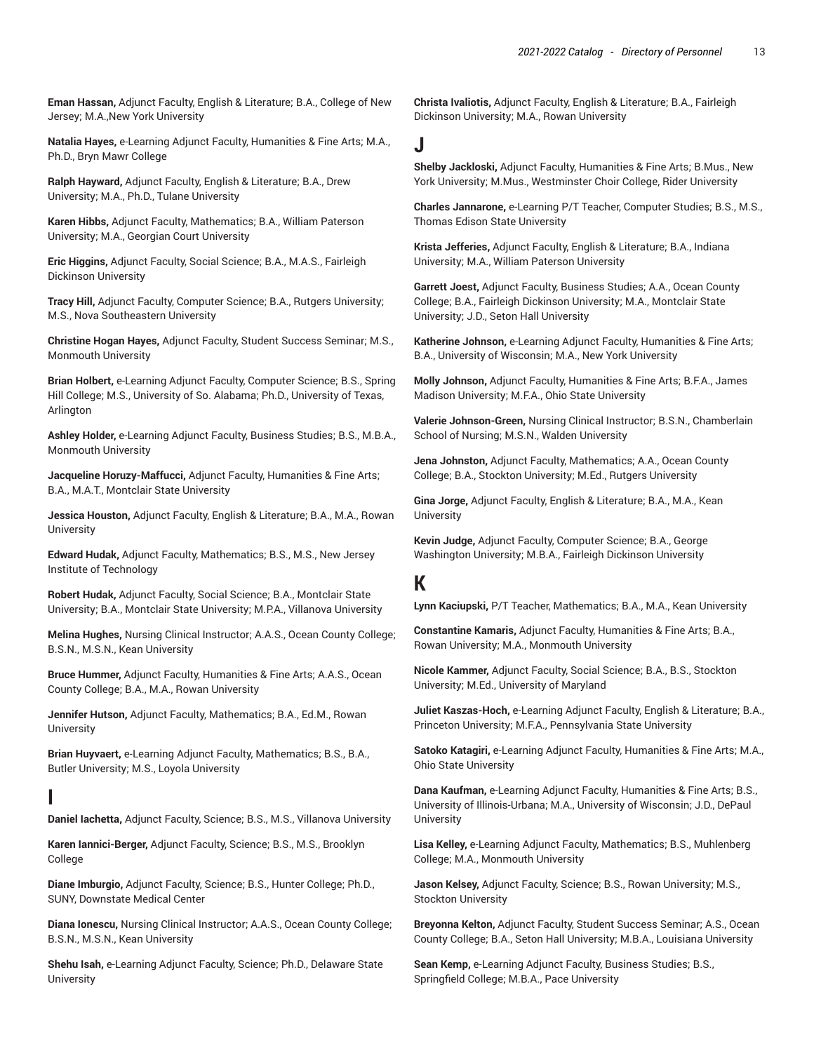**Eman Hassan,** Adjunct Faculty, English & Literature; B.A., College of New Jersey; M.A.,New York University

**Natalia Hayes,** e-Learning Adjunct Faculty, Humanities & Fine Arts; M.A., Ph.D., Bryn Mawr College

**Ralph Hayward,** Adjunct Faculty, English & Literature; B.A., Drew University; M.A., Ph.D., Tulane University

**Karen Hibbs,** Adjunct Faculty, Mathematics; B.A., William Paterson University; M.A., Georgian Court University

**Eric Higgins,** Adjunct Faculty, Social Science; B.A., M.A.S., Fairleigh Dickinson University

**Tracy Hill,** Adjunct Faculty, Computer Science; B.A., Rutgers University; M.S., Nova Southeastern University

**Christine Hogan Hayes,** Adjunct Faculty, Student Success Seminar; M.S., Monmouth University

**Brian Holbert,** e-Learning Adjunct Faculty, Computer Science; B.S., Spring Hill College; M.S., University of So. Alabama; Ph.D., University of Texas, Arlington

**Ashley Holder,** e-Learning Adjunct Faculty, Business Studies; B.S., M.B.A., Monmouth University

**Jacqueline Horuzy-Maffucci,** Adjunct Faculty, Humanities & Fine Arts; B.A., M.A.T., Montclair State University

**Jessica Houston,** Adjunct Faculty, English & Literature; B.A., M.A., Rowan University

**Edward Hudak,** Adjunct Faculty, Mathematics; B.S., M.S., New Jersey Institute of Technology

**Robert Hudak,** Adjunct Faculty, Social Science; B.A., Montclair State University; B.A., Montclair State University; M.P.A., Villanova University

**Melina Hughes,** Nursing Clinical Instructor; A.A.S., Ocean County College; B.S.N., M.S.N., Kean University

**Bruce Hummer,** Adjunct Faculty, Humanities & Fine Arts; A.A.S., Ocean County College; B.A., M.A., Rowan University

**Jennifer Hutson,** Adjunct Faculty, Mathematics; B.A., Ed.M., Rowan University

**Brian Huyvaert,** e-Learning Adjunct Faculty, Mathematics; B.S., B.A., Butler University; M.S., Loyola University

## I

**Daniel Iachetta,** Adjunct Faculty, Science; B.S., M.S., Villanova University

**Karen Iannici-Berger,** Adjunct Faculty, Science; B.S., M.S., Brooklyn College

**Diane Imburgio,** Adjunct Faculty, Science; B.S., Hunter College; Ph.D., SUNY, Downstate Medical Center

**Diana Ionescu,** Nursing Clinical Instructor; A.A.S., Ocean County College; B.S.N., M.S.N., Kean University

**Shehu Isah,** e-Learning Adjunct Faculty, Science; Ph.D., Delaware State University

**Christa Ivaliotis,** Adjunct Faculty, English & Literature; B.A., Fairleigh Dickinson University; M.A., Rowan University

## J

**Shelby Jackloski,** Adjunct Faculty, Humanities & Fine Arts; B.Mus., New York University; M.Mus., Westminster Choir College, Rider University

**Charles Jannarone,** e-Learning P/T Teacher, Computer Studies; B.S., M.S., Thomas Edison State University

**Krista Jefferies,** Adjunct Faculty, English & Literature; B.A., Indiana University; M.A., William Paterson University

**Garrett Joest,** Adjunct Faculty, Business Studies; A.A., Ocean County College; B.A., Fairleigh Dickinson University; M.A., Montclair State University; J.D., Seton Hall University

**Katherine Johnson,** e-Learning Adjunct Faculty, Humanities & Fine Arts; B.A., University of Wisconsin; M.A., New York University

**Molly Johnson,** Adjunct Faculty, Humanities & Fine Arts; B.F.A., James Madison University; M.F.A., Ohio State University

**Valerie Johnson-Green,** Nursing Clinical Instructor; B.S.N., Chamberlain School of Nursing; M.S.N., Walden University

**Jena Johnston,** Adjunct Faculty, Mathematics; A.A., Ocean County College; B.A., Stockton University; M.Ed., Rutgers University

**Gina Jorge,** Adjunct Faculty, English & Literature; B.A., M.A., Kean University

**Kevin Judge,** Adjunct Faculty, Computer Science; B.A., George Washington University; M.B.A., Fairleigh Dickinson University

## K

**Lynn Kaciupski,** P/T Teacher, Mathematics; B.A., M.A., Kean University

**Constantine Kamaris,** Adjunct Faculty, Humanities & Fine Arts; B.A., Rowan University; M.A., Monmouth University

**Nicole Kammer,** Adjunct Faculty, Social Science; B.A., B.S., Stockton University; M.Ed., University of Maryland

**Juliet Kaszas-Hoch,** e-Learning Adjunct Faculty, English & Literature; B.A., Princeton University; M.F.A., Pennsylvania State University

**Satoko Katagiri,** e-Learning Adjunct Faculty, Humanities & Fine Arts; M.A., Ohio State University

**Dana Kaufman,** e-Learning Adjunct Faculty, Humanities & Fine Arts; B.S., University of Illinois-Urbana; M.A., University of Wisconsin; J.D., DePaul University

**Lisa Kelley,** e-Learning Adjunct Faculty, Mathematics; B.S., Muhlenberg College; M.A., Monmouth University

**Jason Kelsey,** Adjunct Faculty, Science; B.S., Rowan University; M.S., Stockton University

**Breyonna Kelton,** Adjunct Faculty, Student Success Seminar; A.S., Ocean County College; B.A., Seton Hall University; M.B.A., Louisiana University

**Sean Kemp,** e-Learning Adjunct Faculty, Business Studies; B.S., Springfield College; M.B.A., Pace University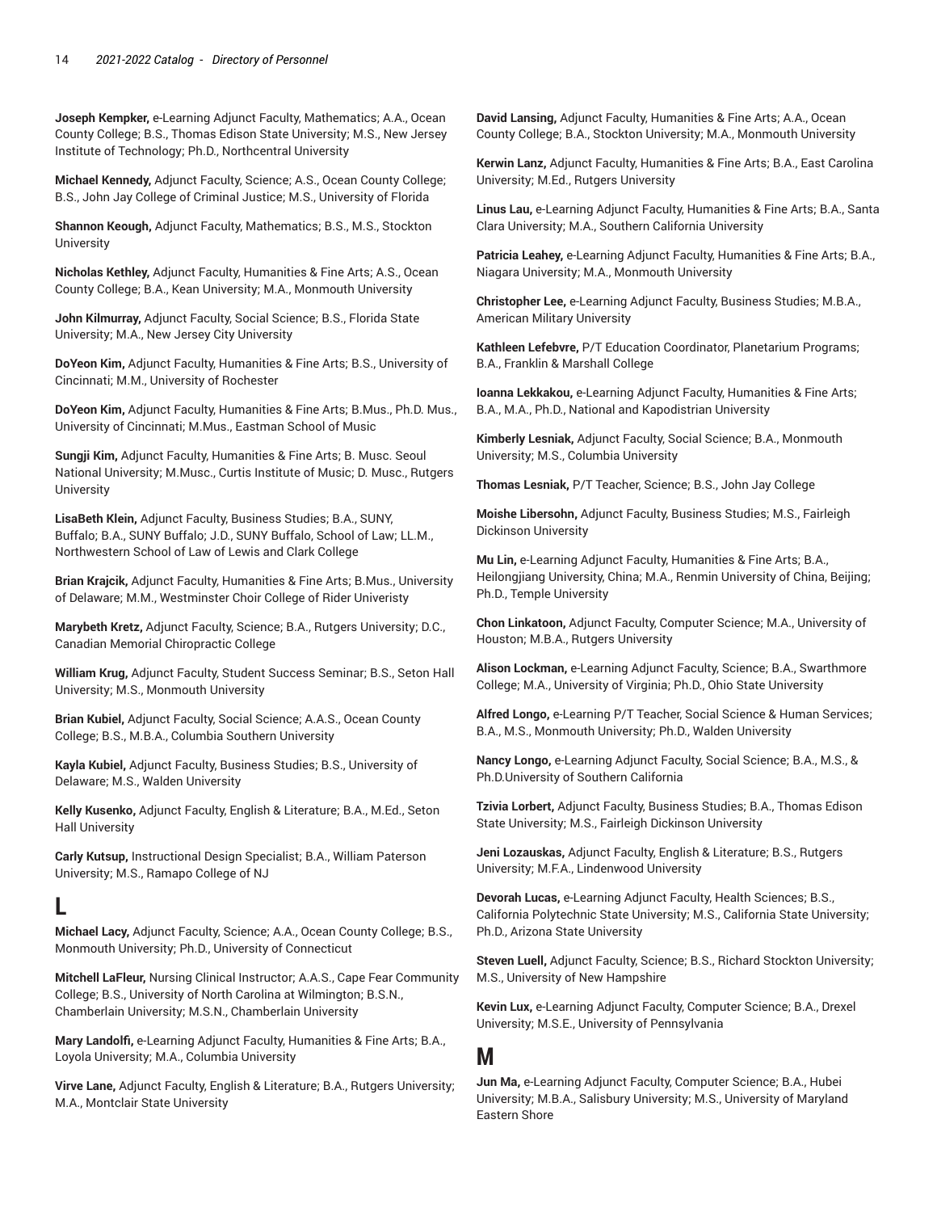**Joseph Kempker,** e-Learning Adjunct Faculty, Mathematics; A.A., Ocean County College; B.S., Thomas Edison State University; M.S., New Jersey Institute of Technology; Ph.D., Northcentral University

**Michael Kennedy,** Adjunct Faculty, Science; A.S., Ocean County College; B.S., John Jay College of Criminal Justice; M.S., University of Florida

**Shannon Keough,** Adjunct Faculty, Mathematics; B.S., M.S., Stockton University

**Nicholas Kethley,** Adjunct Faculty, Humanities & Fine Arts; A.S., Ocean County College; B.A., Kean University; M.A., Monmouth University

**John Kilmurray,** Adjunct Faculty, Social Science; B.S., Florida State University; M.A., New Jersey City University

**DoYeon Kim,** Adjunct Faculty, Humanities & Fine Arts; B.S., University of Cincinnati; M.M., University of Rochester

**DoYeon Kim,** Adjunct Faculty, Humanities & Fine Arts; B.Mus., Ph.D. Mus., University of Cincinnati; M.Mus., Eastman School of Music

**Sungji Kim,** Adjunct Faculty, Humanities & Fine Arts; B. Musc. Seoul National University; M.Musc., Curtis Institute of Music; D. Musc., Rutgers University

**LisaBeth Klein,** Adjunct Faculty, Business Studies; B.A., SUNY, Buffalo; B.A., SUNY Buffalo; J.D., SUNY Buffalo, School of Law; LL.M., Northwestern School of Law of Lewis and Clark College

**Brian Krajcik,** Adjunct Faculty, Humanities & Fine Arts; B.Mus., University of Delaware; M.M., Westminster Choir College of Rider Univeristy

**Marybeth Kretz,** Adjunct Faculty, Science; B.A., Rutgers University; D.C., Canadian Memorial Chiropractic College

**William Krug,** Adjunct Faculty, Student Success Seminar; B.S., Seton Hall University; M.S., Monmouth University

**Brian Kubiel,** Adjunct Faculty, Social Science; A.A.S., Ocean County College; B.S., M.B.A., Columbia Southern University

**Kayla Kubiel,** Adjunct Faculty, Business Studies; B.S., University of Delaware; M.S., Walden University

**Kelly Kusenko,** Adjunct Faculty, English & Literature; B.A., M.Ed., Seton Hall University

**Carly Kutsup,** Instructional Design Specialist; B.A., William Paterson University; M.S., Ramapo College of NJ

# L

**Michael Lacy,** Adjunct Faculty, Science; A.A., Ocean County College; B.S., Monmouth University; Ph.D., University of Connecticut

**Mitchell LaFleur,** Nursing Clinical Instructor; A.A.S., Cape Fear Community College; B.S., University of North Carolina at Wilmington; B.S.N., Chamberlain University; M.S.N., Chamberlain University

**Mary Landolfi,** e-Learning Adjunct Faculty, Humanities & Fine Arts; B.A., Loyola University; M.A., Columbia University

**Virve Lane,** Adjunct Faculty, English & Literature; B.A., Rutgers University; M.A., Montclair State University

**David Lansing,** Adjunct Faculty, Humanities & Fine Arts; A.A., Ocean County College; B.A., Stockton University; M.A., Monmouth University

**Kerwin Lanz,** Adjunct Faculty, Humanities & Fine Arts; B.A., East Carolina University; M.Ed., Rutgers University

**Linus Lau,** e-Learning Adjunct Faculty, Humanities & Fine Arts; B.A., Santa Clara University; M.A., Southern California University

**Patricia Leahey,** e-Learning Adjunct Faculty, Humanities & Fine Arts; B.A., Niagara University; M.A., Monmouth University

**Christopher Lee,** e-Learning Adjunct Faculty, Business Studies; M.B.A., American Military University

**Kathleen Lefebvre,** P/T Education Coordinator, Planetarium Programs; B.A., Franklin & Marshall College

**Ioanna Lekkakou,** e-Learning Adjunct Faculty, Humanities & Fine Arts; B.A., M.A., Ph.D., National and Kapodistrian University

**Kimberly Lesniak,** Adjunct Faculty, Social Science; B.A., Monmouth University; M.S., Columbia University

**Thomas Lesniak,** P/T Teacher, Science; B.S., John Jay College

**Moishe Libersohn,** Adjunct Faculty, Business Studies; M.S., Fairleigh Dickinson University

**Mu Lin,** e-Learning Adjunct Faculty, Humanities & Fine Arts; B.A., Heilongjiang University, China; M.A., Renmin University of China, Beijing; Ph.D., Temple University

**Chon Linkatoon,** Adjunct Faculty, Computer Science; M.A., University of Houston; M.B.A., Rutgers University

**Alison Lockman,** e-Learning Adjunct Faculty, Science; B.A., Swarthmore College; M.A., University of Virginia; Ph.D., Ohio State University

**Alfred Longo,** e-Learning P/T Teacher, Social Science & Human Services; B.A., M.S., Monmouth University; Ph.D., Walden University

**Nancy Longo,** e-Learning Adjunct Faculty, Social Science; B.A., M.S., & Ph.D.University of Southern California

**Tzivia Lorbert,** Adjunct Faculty, Business Studies; B.A., Thomas Edison State University; M.S., Fairleigh Dickinson University

**Jeni Lozauskas,** Adjunct Faculty, English & Literature; B.S., Rutgers University; M.F.A., Lindenwood University

**Devorah Lucas,** e-Learning Adjunct Faculty, Health Sciences; B.S., California Polytechnic State University; M.S., California State University; Ph.D., Arizona State University

**Steven Luell,** Adjunct Faculty, Science; B.S., Richard Stockton University; M.S., University of New Hampshire

**Kevin Lux,** e-Learning Adjunct Faculty, Computer Science; B.A., Drexel University; M.S.E., University of Pennsylvania

# M

**Jun Ma,** e-Learning Adjunct Faculty, Computer Science; B.A., Hubei University; M.B.A., Salisbury University; M.S., University of Maryland Eastern Shore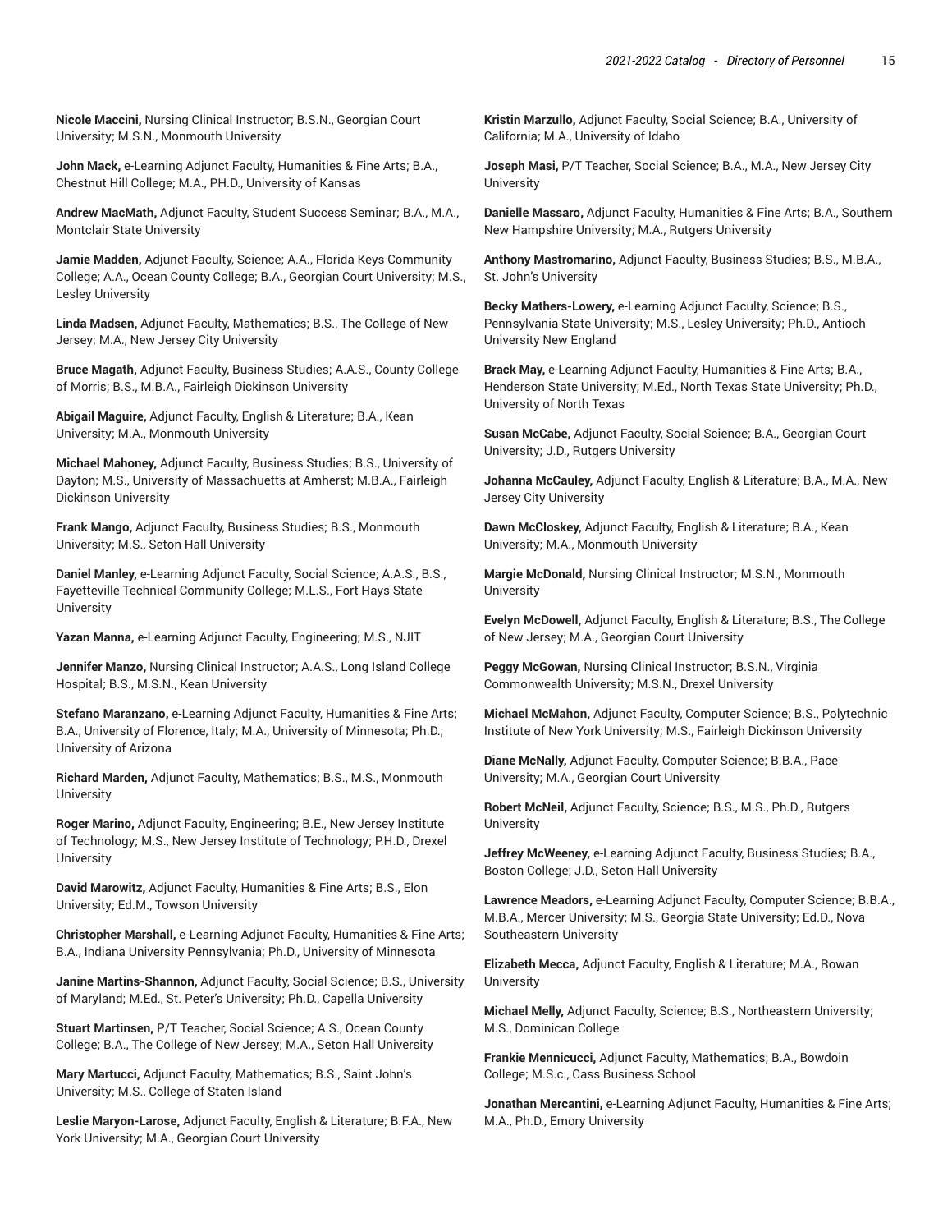**Nicole Maccini,** Nursing Clinical Instructor; B.S.N., Georgian Court University; M.S.N., Monmouth University

**John Mack,** e-Learning Adjunct Faculty, Humanities & Fine Arts; B.A., Chestnut Hill College; M.A., PH.D., University of Kansas

**Andrew MacMath,** Adjunct Faculty, Student Success Seminar; B.A., M.A., Montclair State University

**Jamie Madden,** Adjunct Faculty, Science; A.A., Florida Keys Community College; A.A., Ocean County College; B.A., Georgian Court University; M.S., Lesley University

**Linda Madsen,** Adjunct Faculty, Mathematics; B.S., The College of New Jersey; M.A., New Jersey City University

**Bruce Magath,** Adjunct Faculty, Business Studies; A.A.S., County College of Morris; B.S., M.B.A., Fairleigh Dickinson University

**Abigail Maguire,** Adjunct Faculty, English & Literature; B.A., Kean University; M.A., Monmouth University

**Michael Mahoney,** Adjunct Faculty, Business Studies; B.S., University of Dayton; M.S., University of Massachuetts at Amherst; M.B.A., Fairleigh Dickinson University

**Frank Mango,** Adjunct Faculty, Business Studies; B.S., Monmouth University; M.S., Seton Hall University

**Daniel Manley,** e-Learning Adjunct Faculty, Social Science; A.A.S., B.S., Fayetteville Technical Community College; M.L.S., Fort Hays State University

**Yazan Manna,** e-Learning Adjunct Faculty, Engineering; M.S., NJIT

**Jennifer Manzo,** Nursing Clinical Instructor; A.A.S., Long Island College Hospital; B.S., M.S.N., Kean University

**Stefano Maranzano,** e-Learning Adjunct Faculty, Humanities & Fine Arts; B.A., University of Florence, Italy; M.A., University of Minnesota; Ph.D., University of Arizona

**Richard Marden,** Adjunct Faculty, Mathematics; B.S., M.S., Monmouth University

**Roger Marino,** Adjunct Faculty, Engineering; B.E., New Jersey Institute of Technology; M.S., New Jersey Institute of Technology; P.H.D., Drexel University

**David Marowitz,** Adjunct Faculty, Humanities & Fine Arts; B.S., Elon University; Ed.M., Towson University

**Christopher Marshall,** e-Learning Adjunct Faculty, Humanities & Fine Arts; B.A., Indiana University Pennsylvania; Ph.D., University of Minnesota

**Janine Martins-Shannon,** Adjunct Faculty, Social Science; B.S., University of Maryland; M.Ed., St. Peter's University; Ph.D., Capella University

**Stuart Martinsen,** P/T Teacher, Social Science; A.S., Ocean County College; B.A., The College of New Jersey; M.A., Seton Hall University

**Mary Martucci,** Adjunct Faculty, Mathematics; B.S., Saint John's University; M.S., College of Staten Island

**Leslie Maryon-Larose,** Adjunct Faculty, English & Literature; B.F.A., New York University; M.A., Georgian Court University

**Kristin Marzullo,** Adjunct Faculty, Social Science; B.A., University of California; M.A., University of Idaho

**Joseph Masi,** P/T Teacher, Social Science; B.A., M.A., New Jersey City University

**Danielle Massaro,** Adjunct Faculty, Humanities & Fine Arts; B.A., Southern New Hampshire University; M.A., Rutgers University

**Anthony Mastromarino,** Adjunct Faculty, Business Studies; B.S., M.B.A., St. John's University

**Becky Mathers-Lowery,** e-Learning Adjunct Faculty, Science; B.S., Pennsylvania State University; M.S., Lesley University; Ph.D., Antioch University New England

**Brack May,** e-Learning Adjunct Faculty, Humanities & Fine Arts; B.A., Henderson State University; M.Ed., North Texas State University; Ph.D., University of North Texas

**Susan McCabe,** Adjunct Faculty, Social Science; B.A., Georgian Court University; J.D., Rutgers University

**Johanna McCauley,** Adjunct Faculty, English & Literature; B.A., M.A., New Jersey City University

**Dawn McCloskey,** Adjunct Faculty, English & Literature; B.A., Kean University; M.A., Monmouth University

**Margie McDonald,** Nursing Clinical Instructor; M.S.N., Monmouth University

**Evelyn McDowell,** Adjunct Faculty, English & Literature; B.S., The College of New Jersey; M.A., Georgian Court University

**Peggy McGowan,** Nursing Clinical Instructor; B.S.N., Virginia Commonwealth University; M.S.N., Drexel University

**Michael McMahon,** Adjunct Faculty, Computer Science; B.S., Polytechnic Institute of New York University; M.S., Fairleigh Dickinson University

**Diane McNally,** Adjunct Faculty, Computer Science; B.B.A., Pace University; M.A., Georgian Court University

**Robert McNeil,** Adjunct Faculty, Science; B.S., M.S., Ph.D., Rutgers University

**Jeffrey McWeeney,** e-Learning Adjunct Faculty, Business Studies; B.A., Boston College; J.D., Seton Hall University

**Lawrence Meadors,** e-Learning Adjunct Faculty, Computer Science; B.B.A., M.B.A., Mercer University; M.S., Georgia State University; Ed.D., Nova Southeastern University

**Elizabeth Mecca,** Adjunct Faculty, English & Literature; M.A., Rowan University

**Michael Melly,** Adjunct Faculty, Science; B.S., Northeastern University; M.S., Dominican College

**Frankie Mennicucci,** Adjunct Faculty, Mathematics; B.A., Bowdoin College; M.S.c., Cass Business School

**Jonathan Mercantini,** e-Learning Adjunct Faculty, Humanities & Fine Arts; M.A., Ph.D., Emory University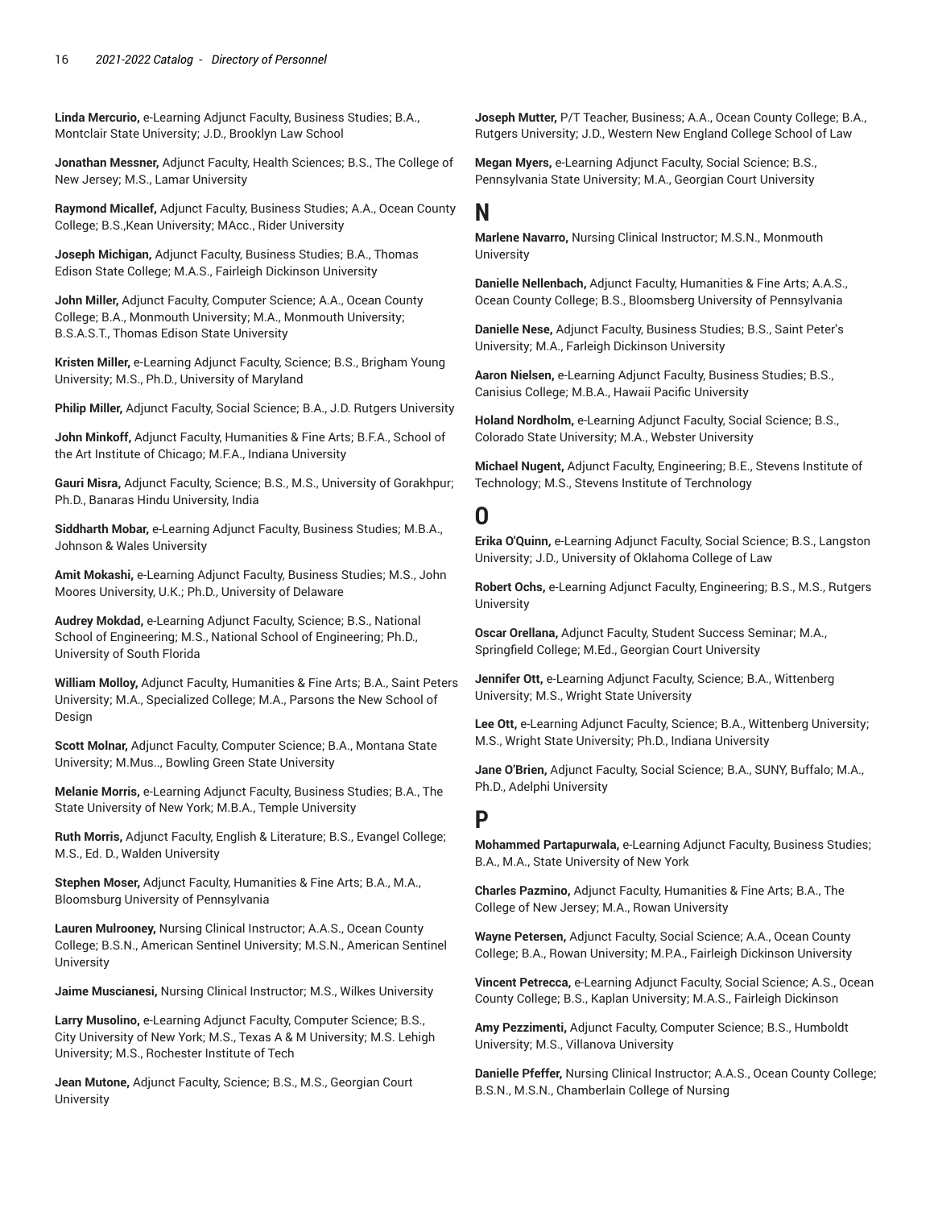**Linda Mercurio,** e-Learning Adjunct Faculty, Business Studies; B.A., Montclair State University; J.D., Brooklyn Law School

**Jonathan Messner,** Adjunct Faculty, Health Sciences; B.S., The College of New Jersey; M.S., Lamar University

**Raymond Micallef,** Adjunct Faculty, Business Studies; A.A., Ocean County College; B.S.,Kean University; MAcc., Rider University

**Joseph Michigan,** Adjunct Faculty, Business Studies; B.A., Thomas Edison State College; M.A.S., Fairleigh Dickinson University

**John Miller,** Adjunct Faculty, Computer Science; A.A., Ocean County College; B.A., Monmouth University; M.A., Monmouth University; B.S.A.S.T., Thomas Edison State University

**Kristen Miller,** e-Learning Adjunct Faculty, Science; B.S., Brigham Young University; M.S., Ph.D., University of Maryland

**Philip Miller,** Adjunct Faculty, Social Science; B.A., J.D. Rutgers University

**John Minkoff,** Adjunct Faculty, Humanities & Fine Arts; B.F.A., School of the Art Institute of Chicago; M.F.A., Indiana University

**Gauri Misra,** Adjunct Faculty, Science; B.S., M.S., University of Gorakhpur; Ph.D., Banaras Hindu University, India

**Siddharth Mobar,** e-Learning Adjunct Faculty, Business Studies; M.B.A., Johnson & Wales University

**Amit Mokashi,** e-Learning Adjunct Faculty, Business Studies; M.S., John Moores University, U.K.; Ph.D., University of Delaware

**Audrey Mokdad,** e-Learning Adjunct Faculty, Science; B.S., National School of Engineering; M.S., National School of Engineering; Ph.D., University of South Florida

**William Molloy,** Adjunct Faculty, Humanities & Fine Arts; B.A., Saint Peters University; M.A., Specialized College; M.A., Parsons the New School of Design

**Scott Molnar,** Adjunct Faculty, Computer Science; B.A., Montana State University; M.Mus.., Bowling Green State University

**Melanie Morris,** e-Learning Adjunct Faculty, Business Studies; B.A., The State University of New York; M.B.A., Temple University

**Ruth Morris,** Adjunct Faculty, English & Literature; B.S., Evangel College; M.S., Ed. D., Walden University

**Stephen Moser,** Adjunct Faculty, Humanities & Fine Arts; B.A., M.A., Bloomsburg University of Pennsylvania

**Lauren Mulrooney,** Nursing Clinical Instructor; A.A.S., Ocean County College; B.S.N., American Sentinel University; M.S.N., American Sentinel University

**Jaime Muscianesi,** Nursing Clinical Instructor; M.S., Wilkes University

**Larry Musolino,** e-Learning Adjunct Faculty, Computer Science; B.S., City University of New York; M.S., Texas A & M University; M.S. Lehigh University; M.S., Rochester Institute of Tech

**Jean Mutone,** Adjunct Faculty, Science; B.S., M.S., Georgian Court University

**Joseph Mutter,** P/T Teacher, Business; A.A., Ocean County College; B.A., Rutgers University; J.D., Western New England College School of Law

**Megan Myers,** e-Learning Adjunct Faculty, Social Science; B.S., Pennsylvania State University; M.A., Georgian Court University

## N

**Marlene Navarro,** Nursing Clinical Instructor; M.S.N., Monmouth University

**Danielle Nellenbach,** Adjunct Faculty, Humanities & Fine Arts; A.A.S., Ocean County College; B.S., Bloomsberg University of Pennsylvania

**Danielle Nese,** Adjunct Faculty, Business Studies; B.S., Saint Peter's University; M.A., Farleigh Dickinson University

**Aaron Nielsen,** e-Learning Adjunct Faculty, Business Studies; B.S., Canisius College; M.B.A., Hawaii Pacific University

**Holand Nordholm,** e-Learning Adjunct Faculty, Social Science; B.S., Colorado State University; M.A., Webster University

**Michael Nugent,** Adjunct Faculty, Engineering; B.E., Stevens Institute of Technology; M.S., Stevens Institute of Terchnology

## O

**Erika O'Quinn,** e-Learning Adjunct Faculty, Social Science; B.S., Langston University; J.D., University of Oklahoma College of Law

**Robert Ochs,** e-Learning Adjunct Faculty, Engineering; B.S., M.S., Rutgers University

**Oscar Orellana,** Adjunct Faculty, Student Success Seminar; M.A., Springfield College; M.Ed., Georgian Court University

**Jennifer Ott,** e-Learning Adjunct Faculty, Science; B.A., Wittenberg University; M.S., Wright State University

**Lee Ott,** e-Learning Adjunct Faculty, Science; B.A., Wittenberg University; M.S., Wright State University; Ph.D., Indiana University

**Jane O'Brien,** Adjunct Faculty, Social Science; B.A., SUNY, Buffalo; M.A., Ph.D., Adelphi University

## P

**Mohammed Partapurwala,** e-Learning Adjunct Faculty, Business Studies; B.A., M.A., State University of New York

**Charles Pazmino,** Adjunct Faculty, Humanities & Fine Arts; B.A., The College of New Jersey; M.A., Rowan University

**Wayne Petersen,** Adjunct Faculty, Social Science; A.A., Ocean County College; B.A., Rowan University; M.P.A., Fairleigh Dickinson University

**Vincent Petrecca,** e-Learning Adjunct Faculty, Social Science; A.S., Ocean County College; B.S., Kaplan University; M.A.S., Fairleigh Dickinson

**Amy Pezzimenti,** Adjunct Faculty, Computer Science; B.S., Humboldt University; M.S., Villanova University

**Danielle Pfeffer,** Nursing Clinical Instructor; A.A.S., Ocean County College; B.S.N., M.S.N., Chamberlain College of Nursing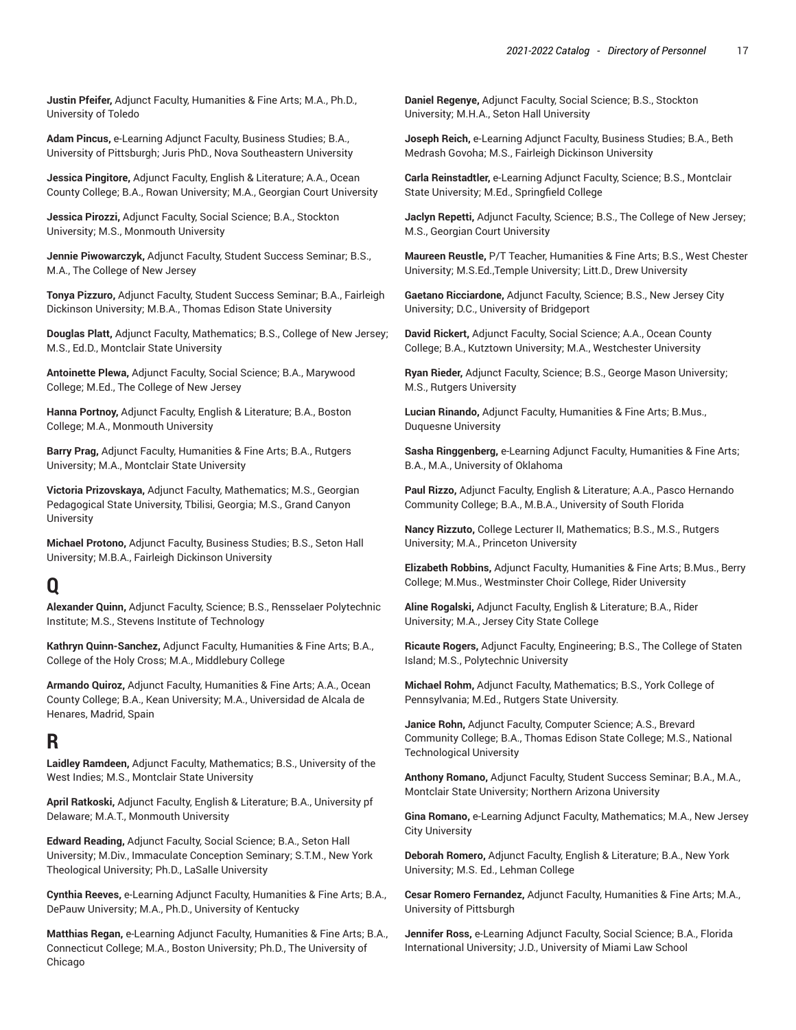**Justin Pfeifer,** Adjunct Faculty, Humanities & Fine Arts; M.A., Ph.D., University of Toledo

**Adam Pincus,** e-Learning Adjunct Faculty, Business Studies; B.A., University of Pittsburgh; Juris PhD., Nova Southeastern University

**Jessica Pingitore,** Adjunct Faculty, English & Literature; A.A., Ocean County College; B.A., Rowan University; M.A., Georgian Court University

**Jessica Pirozzi,** Adjunct Faculty, Social Science; B.A., Stockton University; M.S., Monmouth University

**Jennie Piwowarczyk,** Adjunct Faculty, Student Success Seminar; B.S., M.A., The College of New Jersey

**Tonya Pizzuro,** Adjunct Faculty, Student Success Seminar; B.A., Fairleigh Dickinson University; M.B.A., Thomas Edison State University

**Douglas Platt,** Adjunct Faculty, Mathematics; B.S., College of New Jersey; M.S., Ed.D., Montclair State University

**Antoinette Plewa,** Adjunct Faculty, Social Science; B.A., Marywood College; M.Ed., The College of New Jersey

**Hanna Portnoy,** Adjunct Faculty, English & Literature; B.A., Boston College; M.A., Monmouth University

**Barry Prag,** Adjunct Faculty, Humanities & Fine Arts; B.A., Rutgers University; M.A., Montclair State University

**Victoria Prizovskaya,** Adjunct Faculty, Mathematics; M.S., Georgian Pedagogical State University, Tbilisi, Georgia; M.S., Grand Canyon University

**Michael Protono,** Adjunct Faculty, Business Studies; B.S., Seton Hall University; M.B.A., Fairleigh Dickinson University

# Q

**Alexander Quinn,** Adjunct Faculty, Science; B.S., Rensselaer Polytechnic Institute; M.S., Stevens Institute of Technology

**Kathryn Quinn-Sanchez,** Adjunct Faculty, Humanities & Fine Arts; B.A., College of the Holy Cross; M.A., Middlebury College

**Armando Quiroz,** Adjunct Faculty, Humanities & Fine Arts; A.A., Ocean County College; B.A., Kean University; M.A., Universidad de Alcala de Henares, Madrid, Spain

# R

**Laidley Ramdeen,** Adjunct Faculty, Mathematics; B.S., University of the West Indies; M.S., Montclair State University

**April Ratkoski,** Adjunct Faculty, English & Literature; B.A., University pf Delaware; M.A.T., Monmouth University

**Edward Reading,** Adjunct Faculty, Social Science; B.A., Seton Hall University; M.Div., Immaculate Conception Seminary; S.T.M., New York Theological University; Ph.D., LaSalle University

**Cynthia Reeves,** e-Learning Adjunct Faculty, Humanities & Fine Arts; B.A., DePauw University; M.A., Ph.D., University of Kentucky

**Matthias Regan,** e-Learning Adjunct Faculty, Humanities & Fine Arts; B.A., Connecticut College; M.A., Boston University; Ph.D., The University of Chicago

**Daniel Regenye,** Adjunct Faculty, Social Science; B.S., Stockton University; M.H.A., Seton Hall University

**Joseph Reich,** e-Learning Adjunct Faculty, Business Studies; B.A., Beth Medrash Govoha; M.S., Fairleigh Dickinson University

**Carla Reinstadtler,** e-Learning Adjunct Faculty, Science; B.S., Montclair State University; M.Ed., Springfield College

**Jaclyn Repetti,** Adjunct Faculty, Science; B.S., The College of New Jersey; M.S., Georgian Court University

**Maureen Reustle,** P/T Teacher, Humanities & Fine Arts; B.S., West Chester University; M.S.Ed.,Temple University; Litt.D., Drew University

**Gaetano Ricciardone,** Adjunct Faculty, Science; B.S., New Jersey City University; D.C., University of Bridgeport

**David Rickert,** Adjunct Faculty, Social Science; A.A., Ocean County College; B.A., Kutztown University; M.A., Westchester University

**Ryan Rieder,** Adjunct Faculty, Science; B.S., George Mason University; M.S., Rutgers University

**Lucian Rinando,** Adjunct Faculty, Humanities & Fine Arts; B.Mus., Duquesne University

**Sasha Ringgenberg,** e-Learning Adjunct Faculty, Humanities & Fine Arts; B.A., M.A., University of Oklahoma

**Paul Rizzo,** Adjunct Faculty, English & Literature; A.A., Pasco Hernando Community College; B.A., M.B.A., University of South Florida

**Nancy Rizzuto,** College Lecturer II, Mathematics; B.S., M.S., Rutgers University; M.A., Princeton University

**Elizabeth Robbins,** Adjunct Faculty, Humanities & Fine Arts; B.Mus., Berry College; M.Mus., Westminster Choir College, Rider University

**Aline Rogalski,** Adjunct Faculty, English & Literature; B.A., Rider University; M.A., Jersey City State College

**Ricaute Rogers,** Adjunct Faculty, Engineering; B.S., The College of Staten Island; M.S., Polytechnic University

**Michael Rohm,** Adjunct Faculty, Mathematics; B.S., York College of Pennsylvania; M.Ed., Rutgers State University.

**Janice Rohn,** Adjunct Faculty, Computer Science; A.S., Brevard Community College; B.A., Thomas Edison State College; M.S., National Technological University

**Anthony Romano,** Adjunct Faculty, Student Success Seminar; B.A., M.A., Montclair State University; Northern Arizona University

**Gina Romano,** e-Learning Adjunct Faculty, Mathematics; M.A., New Jersey City University

**Deborah Romero,** Adjunct Faculty, English & Literature; B.A., New York University; M.S. Ed., Lehman College

**Cesar Romero Fernandez,** Adjunct Faculty, Humanities & Fine Arts; M.A., University of Pittsburgh

**Jennifer Ross,** e-Learning Adjunct Faculty, Social Science; B.A., Florida International University; J.D., University of Miami Law School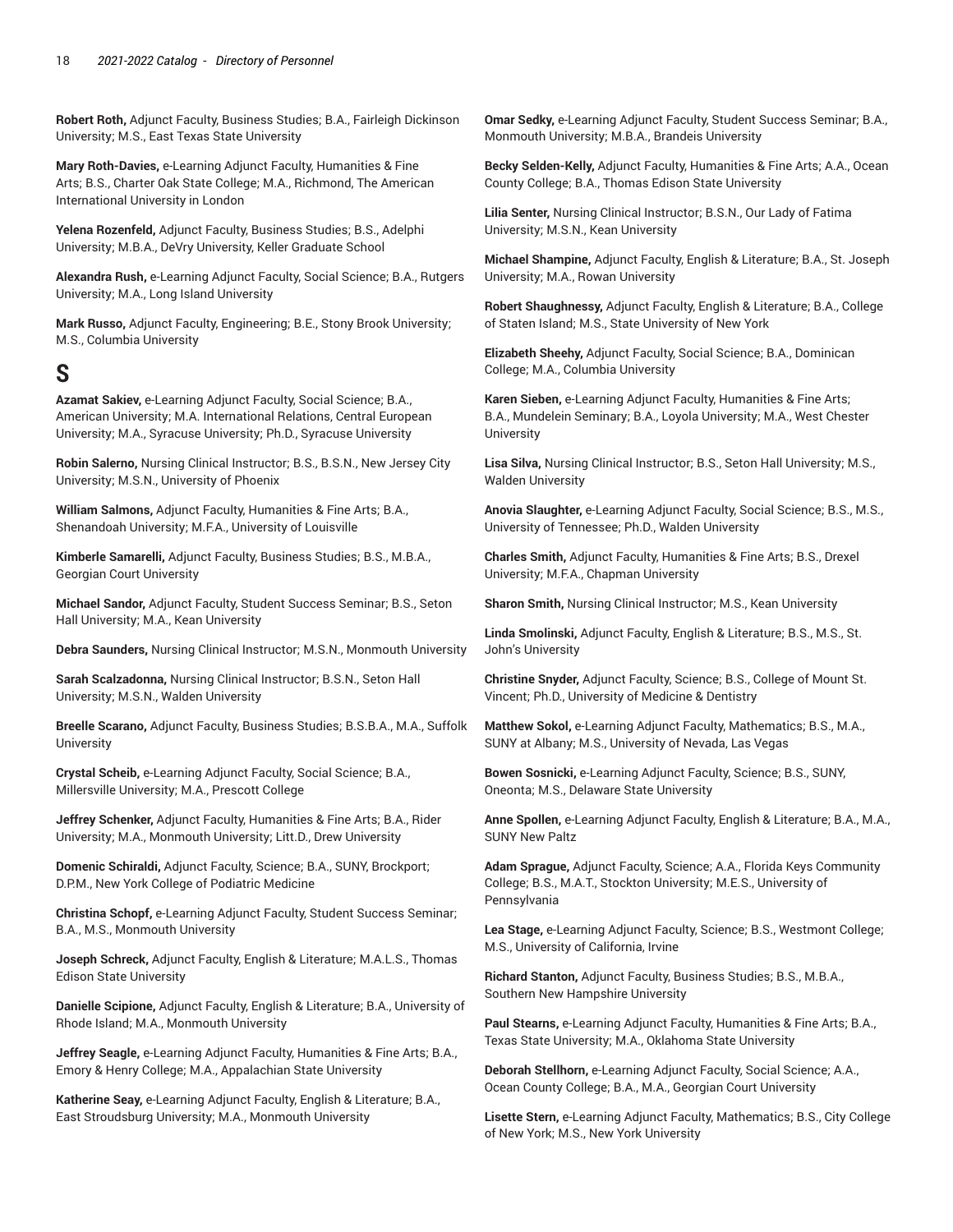**Robert Roth,** Adjunct Faculty, Business Studies; B.A., Fairleigh Dickinson University; M.S., East Texas State University

**Mary Roth-Davies,** e-Learning Adjunct Faculty, Humanities & Fine Arts; B.S., Charter Oak State College; M.A., Richmond, The American International University in London

**Yelena Rozenfeld,** Adjunct Faculty, Business Studies; B.S., Adelphi University; M.B.A., DeVry University, Keller Graduate School

**Alexandra Rush,** e-Learning Adjunct Faculty, Social Science; B.A., Rutgers University; M.A., Long Island University

**Mark Russo,** Adjunct Faculty, Engineering; B.E., Stony Brook University; M.S., Columbia University

# S

**Azamat Sakiev,** e-Learning Adjunct Faculty, Social Science; B.A., American University; M.A. International Relations, Central European University; M.A., Syracuse University; Ph.D., Syracuse University

**Robin Salerno,** Nursing Clinical Instructor; B.S., B.S.N., New Jersey City University; M.S.N., University of Phoenix

**William Salmons,** Adjunct Faculty, Humanities & Fine Arts; B.A., Shenandoah University; M.F.A., University of Louisville

**Kimberle Samarelli,** Adjunct Faculty, Business Studies; B.S., M.B.A., Georgian Court University

**Michael Sandor,** Adjunct Faculty, Student Success Seminar; B.S., Seton Hall University; M.A., Kean University

**Debra Saunders,** Nursing Clinical Instructor; M.S.N., Monmouth University

**Sarah Scalzadonna,** Nursing Clinical Instructor; B.S.N., Seton Hall University; M.S.N., Walden University

**Breelle Scarano,** Adjunct Faculty, Business Studies; B.S.B.A., M.A., Suffolk University

**Crystal Scheib,** e-Learning Adjunct Faculty, Social Science; B.A., Millersville University; M.A., Prescott College

**Jeffrey Schenker,** Adjunct Faculty, Humanities & Fine Arts; B.A., Rider University; M.A., Monmouth University; Litt.D., Drew University

**Domenic Schiraldi,** Adjunct Faculty, Science; B.A., SUNY, Brockport; D.P.M., New York College of Podiatric Medicine

**Christina Schopf,** e-Learning Adjunct Faculty, Student Success Seminar; B.A., M.S., Monmouth University

**Joseph Schreck,** Adjunct Faculty, English & Literature; M.A.L.S., Thomas Edison State University

**Danielle Scipione,** Adjunct Faculty, English & Literature; B.A., University of Rhode Island; M.A., Monmouth University

**Jeffrey Seagle,** e-Learning Adjunct Faculty, Humanities & Fine Arts; B.A., Emory & Henry College; M.A., Appalachian State University

**Katherine Seay,** e-Learning Adjunct Faculty, English & Literature; B.A., East Stroudsburg University; M.A., Monmouth University

**Omar Sedky,** e-Learning Adjunct Faculty, Student Success Seminar; B.A., Monmouth University; M.B.A., Brandeis University

**Becky Selden-Kelly,** Adjunct Faculty, Humanities & Fine Arts; A.A., Ocean County College; B.A., Thomas Edison State University

**Lilia Senter,** Nursing Clinical Instructor; B.S.N., Our Lady of Fatima University; M.S.N., Kean University

**Michael Shampine,** Adjunct Faculty, English & Literature; B.A., St. Joseph University; M.A., Rowan University

**Robert Shaughnessy,** Adjunct Faculty, English & Literature; B.A., College of Staten Island; M.S., State University of New York

**Elizabeth Sheehy,** Adjunct Faculty, Social Science; B.A., Dominican College; M.A., Columbia University

**Karen Sieben,** e-Learning Adjunct Faculty, Humanities & Fine Arts; B.A., Mundelein Seminary; B.A., Loyola University; M.A., West Chester University

**Lisa Silva,** Nursing Clinical Instructor; B.S., Seton Hall University; M.S., Walden University

**Anovia Slaughter,** e-Learning Adjunct Faculty, Social Science; B.S., M.S., University of Tennessee; Ph.D., Walden University

**Charles Smith,** Adjunct Faculty, Humanities & Fine Arts; B.S., Drexel University; M.F.A., Chapman University

**Sharon Smith,** Nursing Clinical Instructor; M.S., Kean University

**Linda Smolinski,** Adjunct Faculty, English & Literature; B.S., M.S., St. John's University

**Christine Snyder,** Adjunct Faculty, Science; B.S., College of Mount St. Vincent; Ph.D., University of Medicine & Dentistry

**Matthew Sokol,** e-Learning Adjunct Faculty, Mathematics; B.S., M.A., SUNY at Albany; M.S., University of Nevada, Las Vegas

**Bowen Sosnicki,** e-Learning Adjunct Faculty, Science; B.S., SUNY, Oneonta; M.S., Delaware State University

**Anne Spollen,** e-Learning Adjunct Faculty, English & Literature; B.A., M.A., SUNY New Paltz

**Adam Sprague,** Adjunct Faculty, Science; A.A., Florida Keys Community College; B.S., M.A.T., Stockton University; M.E.S., University of Pennsylvania

**Lea Stage,** e-Learning Adjunct Faculty, Science; B.S., Westmont College; M.S., University of California, Irvine

**Richard Stanton,** Adjunct Faculty, Business Studies; B.S., M.B.A., Southern New Hampshire University

**Paul Stearns,** e-Learning Adjunct Faculty, Humanities & Fine Arts; B.A., Texas State University; M.A., Oklahoma State University

**Deborah Stellhorn,** e-Learning Adjunct Faculty, Social Science; A.A., Ocean County College; B.A., M.A., Georgian Court University

**Lisette Stern,** e-Learning Adjunct Faculty, Mathematics; B.S., City College of New York; M.S., New York University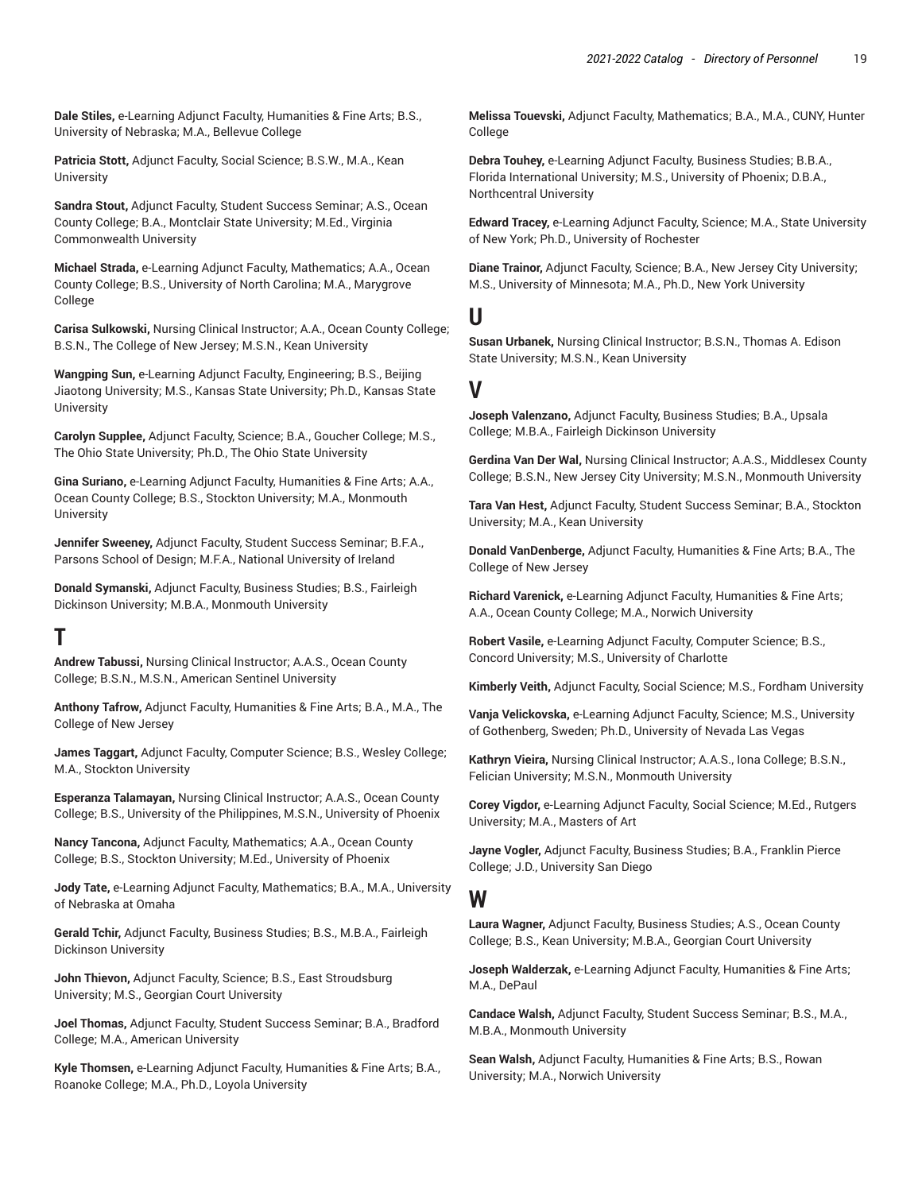**Dale Stiles,** e-Learning Adjunct Faculty, Humanities & Fine Arts; B.S., University of Nebraska; M.A., Bellevue College

**Patricia Stott,** Adjunct Faculty, Social Science; B.S.W., M.A., Kean University

**Sandra Stout,** Adjunct Faculty, Student Success Seminar; A.S., Ocean County College; B.A., Montclair State University; M.Ed., Virginia Commonwealth University

**Michael Strada,** e-Learning Adjunct Faculty, Mathematics; A.A., Ocean County College; B.S., University of North Carolina; M.A., Marygrove College

**Carisa Sulkowski,** Nursing Clinical Instructor; A.A., Ocean County College; B.S.N., The College of New Jersey; M.S.N., Kean University

**Wangping Sun,** e-Learning Adjunct Faculty, Engineering; B.S., Beijing Jiaotong University; M.S., Kansas State University; Ph.D., Kansas State University

**Carolyn Supplee,** Adjunct Faculty, Science; B.A., Goucher College; M.S., The Ohio State University; Ph.D., The Ohio State University

**Gina Suriano,** e-Learning Adjunct Faculty, Humanities & Fine Arts; A.A., Ocean County College; B.S., Stockton University; M.A., Monmouth University

**Jennifer Sweeney,** Adjunct Faculty, Student Success Seminar; B.F.A., Parsons School of Design; M.F.A., National University of Ireland

**Donald Symanski,** Adjunct Faculty, Business Studies; B.S., Fairleigh Dickinson University; M.B.A., Monmouth University

# T

**Andrew Tabussi,** Nursing Clinical Instructor; A.A.S., Ocean County College; B.S.N., M.S.N., American Sentinel University

**Anthony Tafrow,** Adjunct Faculty, Humanities & Fine Arts; B.A., M.A., The College of New Jersey

**James Taggart,** Adjunct Faculty, Computer Science; B.S., Wesley College; M.A., Stockton University

**Esperanza Talamayan,** Nursing Clinical Instructor; A.A.S., Ocean County College; B.S., University of the Philippines, M.S.N., University of Phoenix

**Nancy Tancona,** Adjunct Faculty, Mathematics; A.A., Ocean County College; B.S., Stockton University; M.Ed., University of Phoenix

**Jody Tate,** e-Learning Adjunct Faculty, Mathematics; B.A., M.A., University of Nebraska at Omaha

**Gerald Tchir,** Adjunct Faculty, Business Studies; B.S., M.B.A., Fairleigh Dickinson University

**John Thievon,** Adjunct Faculty, Science; B.S., East Stroudsburg University; M.S., Georgian Court University

**Joel Thomas,** Adjunct Faculty, Student Success Seminar; B.A., Bradford College; M.A., American University

**Kyle Thomsen,** e-Learning Adjunct Faculty, Humanities & Fine Arts; B.A., Roanoke College; M.A., Ph.D., Loyola University

**Melissa Touevski,** Adjunct Faculty, Mathematics; B.A., M.A., CUNY, Hunter College

**Debra Touhey,** e-Learning Adjunct Faculty, Business Studies; B.B.A., Florida International University; M.S., University of Phoenix; D.B.A., Northcentral University

**Edward Tracey,** e-Learning Adjunct Faculty, Science; M.A., State University of New York; Ph.D., University of Rochester

**Diane Trainor,** Adjunct Faculty, Science; B.A., New Jersey City University; M.S., University of Minnesota; M.A., Ph.D., New York University

# U

**Susan Urbanek,** Nursing Clinical Instructor; B.S.N., Thomas A. Edison State University; M.S.N., Kean University

# V

**Joseph Valenzano,** Adjunct Faculty, Business Studies; B.A., Upsala College; M.B.A., Fairleigh Dickinson University

**Gerdina Van Der Wal,** Nursing Clinical Instructor; A.A.S., Middlesex County College; B.S.N., New Jersey City University; M.S.N., Monmouth University

**Tara Van Hest,** Adjunct Faculty, Student Success Seminar; B.A., Stockton University; M.A., Kean University

**Donald VanDenberge,** Adjunct Faculty, Humanities & Fine Arts; B.A., The College of New Jersey

**Richard Varenick,** e-Learning Adjunct Faculty, Humanities & Fine Arts; A.A., Ocean County College; M.A., Norwich University

**Robert Vasile,** e-Learning Adjunct Faculty, Computer Science; B.S., Concord University; M.S., University of Charlotte

**Kimberly Veith,** Adjunct Faculty, Social Science; M.S., Fordham University

**Vanja Velickovska,** e-Learning Adjunct Faculty, Science; M.S., University of Gothenberg, Sweden; Ph.D., University of Nevada Las Vegas

**Kathryn Vieira,** Nursing Clinical Instructor; A.A.S., Iona College; B.S.N., Felician University; M.S.N., Monmouth University

**Corey Vigdor,** e-Learning Adjunct Faculty, Social Science; M.Ed., Rutgers University; M.A., Masters of Art

**Jayne Vogler,** Adjunct Faculty, Business Studies; B.A., Franklin Pierce College; J.D., University San Diego

# W

**Laura Wagner,** Adjunct Faculty, Business Studies; A.S., Ocean County College; B.S., Kean University; M.B.A., Georgian Court University

**Joseph Walderzak,** e-Learning Adjunct Faculty, Humanities & Fine Arts; M.A., DePaul

**Candace Walsh,** Adjunct Faculty, Student Success Seminar; B.S., M.A., M.B.A., Monmouth University

**Sean Walsh,** Adjunct Faculty, Humanities & Fine Arts; B.S., Rowan University; M.A., Norwich University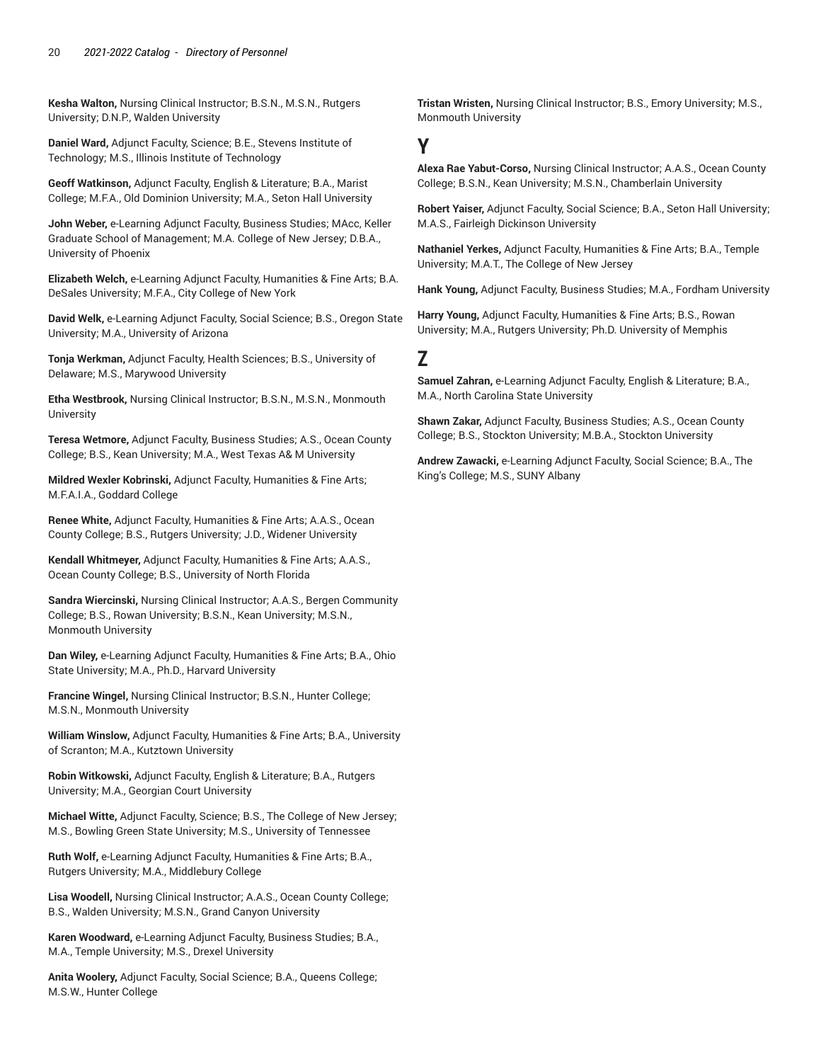**Kesha Walton,** Nursing Clinical Instructor; B.S.N., M.S.N., Rutgers University; D.N.P., Walden University

**Daniel Ward,** Adjunct Faculty, Science; B.E., Stevens Institute of Technology; M.S., Illinois Institute of Technology

**Geoff Watkinson,** Adjunct Faculty, English & Literature; B.A., Marist College; M.F.A., Old Dominion University; M.A., Seton Hall University

**John Weber,** e-Learning Adjunct Faculty, Business Studies; MAcc, Keller Graduate School of Management; M.A. College of New Jersey; D.B.A., University of Phoenix

**Elizabeth Welch,** e-Learning Adjunct Faculty, Humanities & Fine Arts; B.A. DeSales University; M.F.A., City College of New York

**David Welk,** e-Learning Adjunct Faculty, Social Science; B.S., Oregon State University; M.A., University of Arizona

**Tonja Werkman,** Adjunct Faculty, Health Sciences; B.S., University of Delaware; M.S., Marywood University

**Etha Westbrook,** Nursing Clinical Instructor; B.S.N., M.S.N., Monmouth University

**Teresa Wetmore,** Adjunct Faculty, Business Studies; A.S., Ocean County College; B.S., Kean University; M.A., West Texas A& M University

**Mildred Wexler Kobrinski,** Adjunct Faculty, Humanities & Fine Arts; M.F.A.I.A., Goddard College

**Renee White,** Adjunct Faculty, Humanities & Fine Arts; A.A.S., Ocean County College; B.S., Rutgers University; J.D., Widener University

**Kendall Whitmeyer,** Adjunct Faculty, Humanities & Fine Arts; A.A.S., Ocean County College; B.S., University of North Florida

**Sandra Wiercinski,** Nursing Clinical Instructor; A.A.S., Bergen Community College; B.S., Rowan University; B.S.N., Kean University; M.S.N., Monmouth University

**Dan Wiley,** e-Learning Adjunct Faculty, Humanities & Fine Arts; B.A., Ohio State University; M.A., Ph.D., Harvard University

**Francine Wingel,** Nursing Clinical Instructor; B.S.N., Hunter College; M.S.N., Monmouth University

**William Winslow,** Adjunct Faculty, Humanities & Fine Arts; B.A., University of Scranton; M.A., Kutztown University

**Robin Witkowski,** Adjunct Faculty, English & Literature; B.A., Rutgers University; M.A., Georgian Court University

**Michael Witte,** Adjunct Faculty, Science; B.S., The College of New Jersey; M.S., Bowling Green State University; M.S., University of Tennessee

**Ruth Wolf,** e-Learning Adjunct Faculty, Humanities & Fine Arts; B.A., Rutgers University; M.A., Middlebury College

**Lisa Woodell,** Nursing Clinical Instructor; A.A.S., Ocean County College; B.S., Walden University; M.S.N., Grand Canyon University

**Karen Woodward,** e-Learning Adjunct Faculty, Business Studies; B.A., M.A., Temple University; M.S., Drexel University

**Anita Woolery,** Adjunct Faculty, Social Science; B.A., Queens College; M.S.W., Hunter College

**Tristan Wristen,** Nursing Clinical Instructor; B.S., Emory University; M.S., Monmouth University

## Y

**Alexa Rae Yabut-Corso,** Nursing Clinical Instructor; A.A.S., Ocean County College; B.S.N., Kean University; M.S.N., Chamberlain University

**Robert Yaiser,** Adjunct Faculty, Social Science; B.A., Seton Hall University; M.A.S., Fairleigh Dickinson University

**Nathaniel Yerkes,** Adjunct Faculty, Humanities & Fine Arts; B.A., Temple University; M.A.T., The College of New Jersey

**Hank Young,** Adjunct Faculty, Business Studies; M.A., Fordham University

**Harry Young,** Adjunct Faculty, Humanities & Fine Arts; B.S., Rowan University; M.A., Rutgers University; Ph.D. University of Memphis

## Z

**Samuel Zahran,** e-Learning Adjunct Faculty, English & Literature; B.A., M.A., North Carolina State University

**Shawn Zakar,** Adjunct Faculty, Business Studies; A.S., Ocean County College; B.S., Stockton University; M.B.A., Stockton University

**Andrew Zawacki,** e-Learning Adjunct Faculty, Social Science; B.A., The King's College; M.S., SUNY Albany